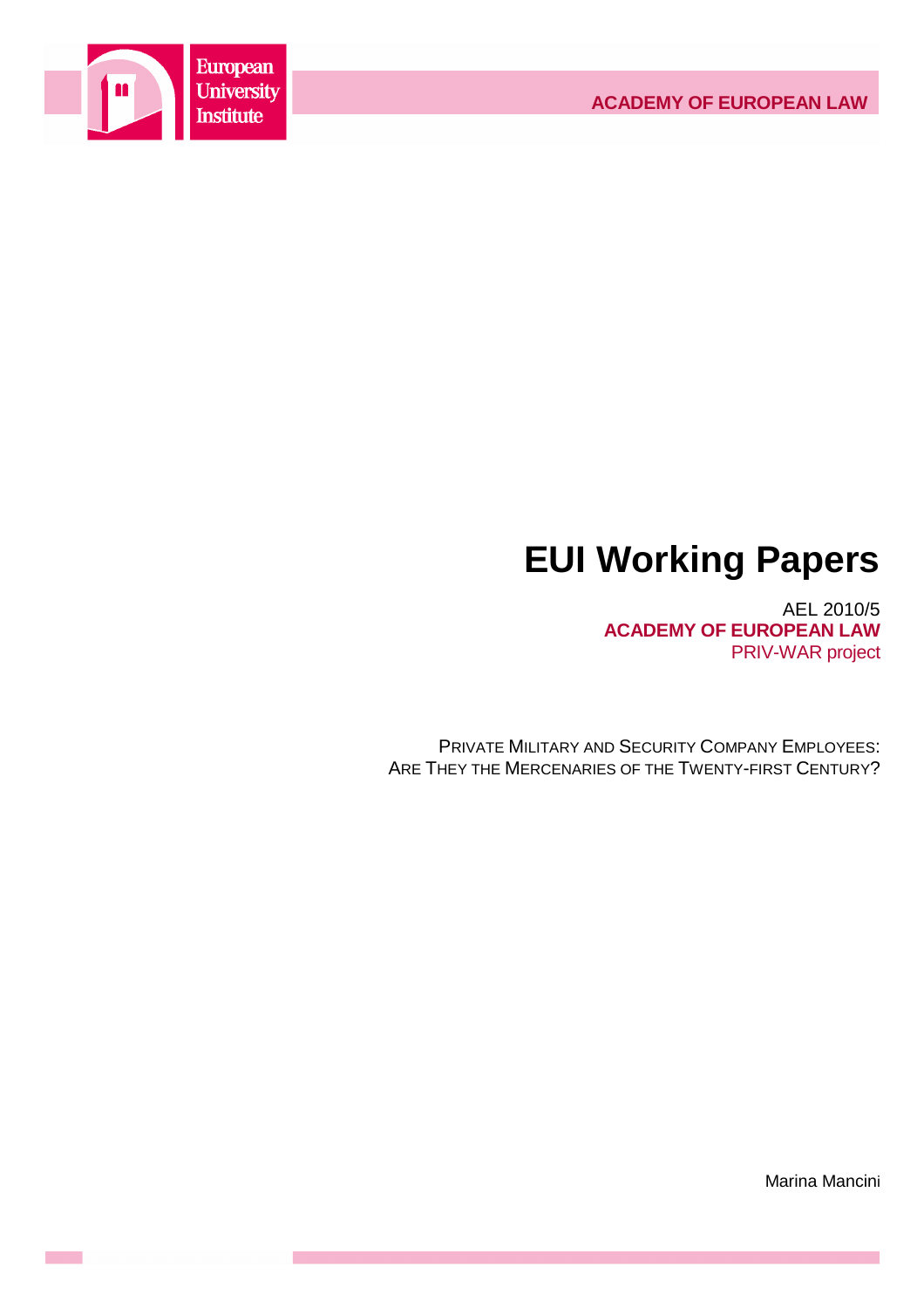European University Institute

ACADEMY OF EUROPEAN LAW

# EUI Working Papers

AEL 2010/5
**ACADEMY OF EUROPEAN LAW**
PRIV-WAR project

PRIVATE MILITARY AND SECURITY COMPANY EMPLOYEES:
ARE THEY THE MERCENARIES OF THE TWENTY-FIRST CENTURY?

Marina Mancini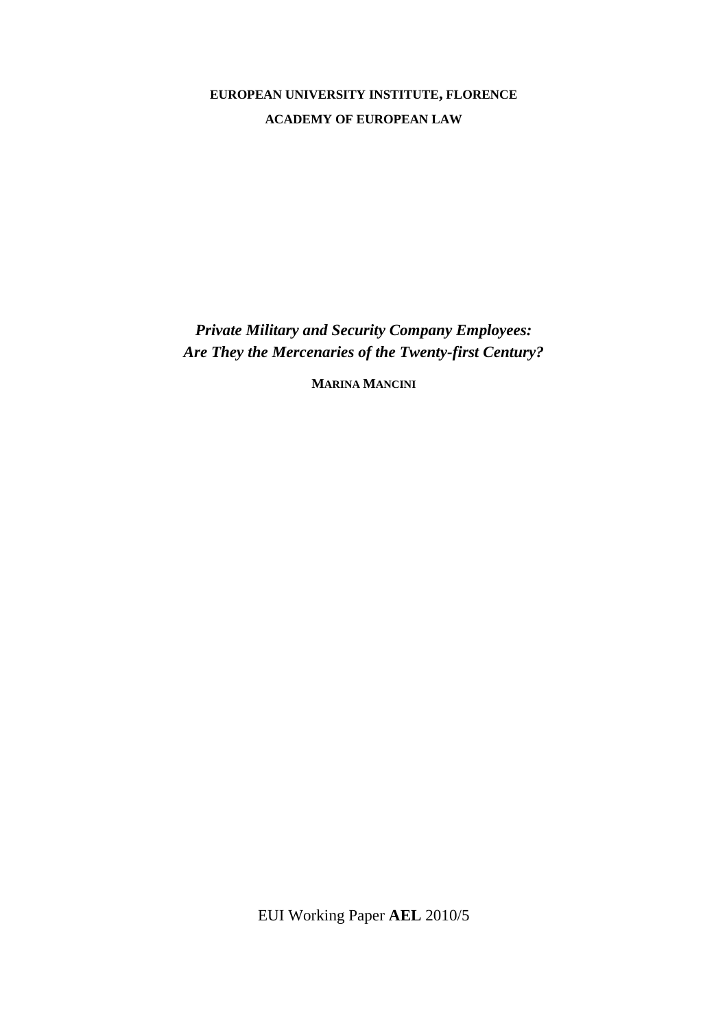**EUROPEAN UNIVERSITY INSTITUTE, FLORENCE**

**ACADEMY OF EUROPEAN LAW**

# *Private Military and Security Company Employees: Are They the Mercenaries of the Twenty-first Century?*

**MARINA MANCINI**

EUI Working Paper **AEL** 2010/5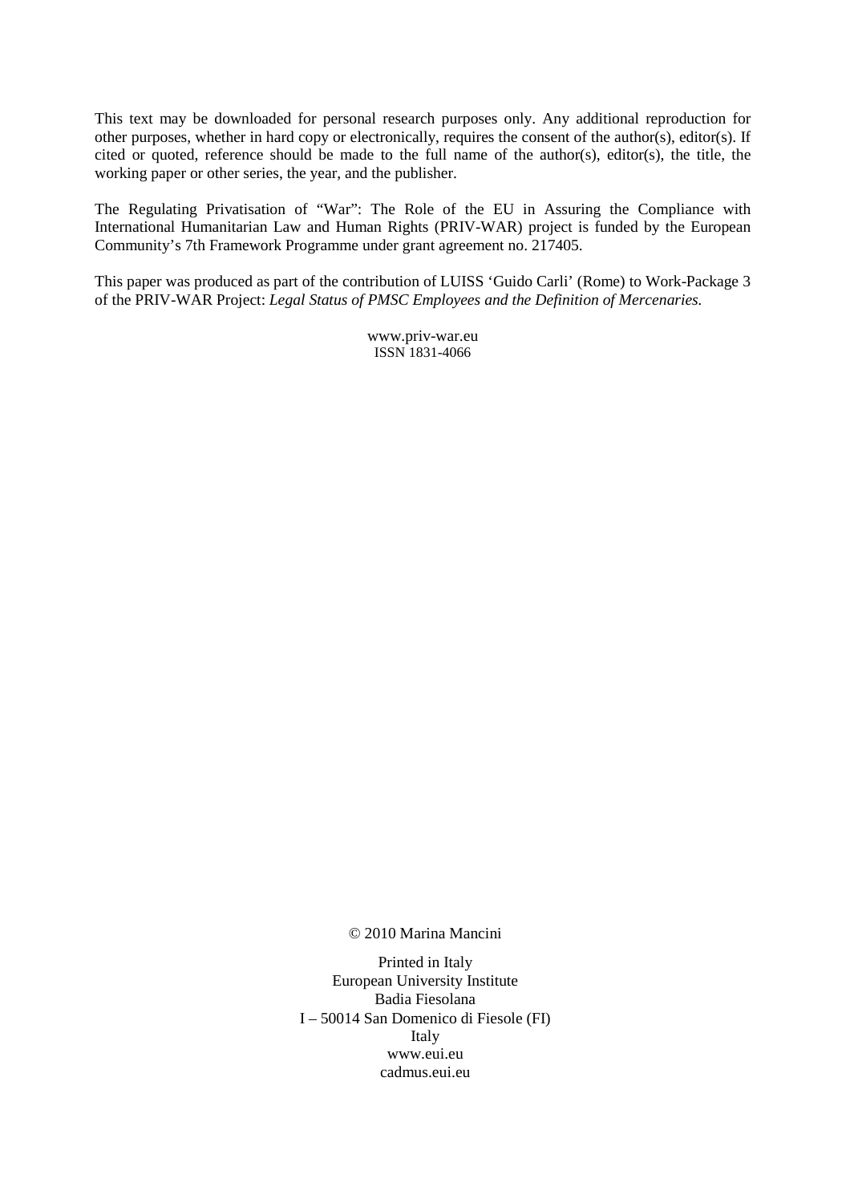This text may be downloaded for personal research purposes only. Any additional reproduction for other purposes, whether in hard copy or electronically, requires the consent of the author(s), editor(s). If cited or quoted, reference should be made to the full name of the author(s), editor(s), the title, the working paper or other series, the year, and the publisher.

The Regulating Privatisation of "War": The Role of the EU in Assuring the Compliance with International Humanitarian Law and Human Rights (PRIV-WAR) project is funded by the European Community's 7th Framework Programme under grant agreement no. 217405.

This paper was produced as part of the contribution of LUISS 'Guido Carli' (Rome) to Work-Package 3 of the PRIV-WAR Project: *Legal Status of PMSC Employees and the Definition of Mercenaries.*

www.priv-war.eu
ISSN 1831-4066

© 2010 Marina Mancini

Printed in Italy
European University Institute
Badia Fiesolana
I – 50014 San Domenico di Fiesole (FI)
Italy
www.eui.eu
cadmus.eui.eu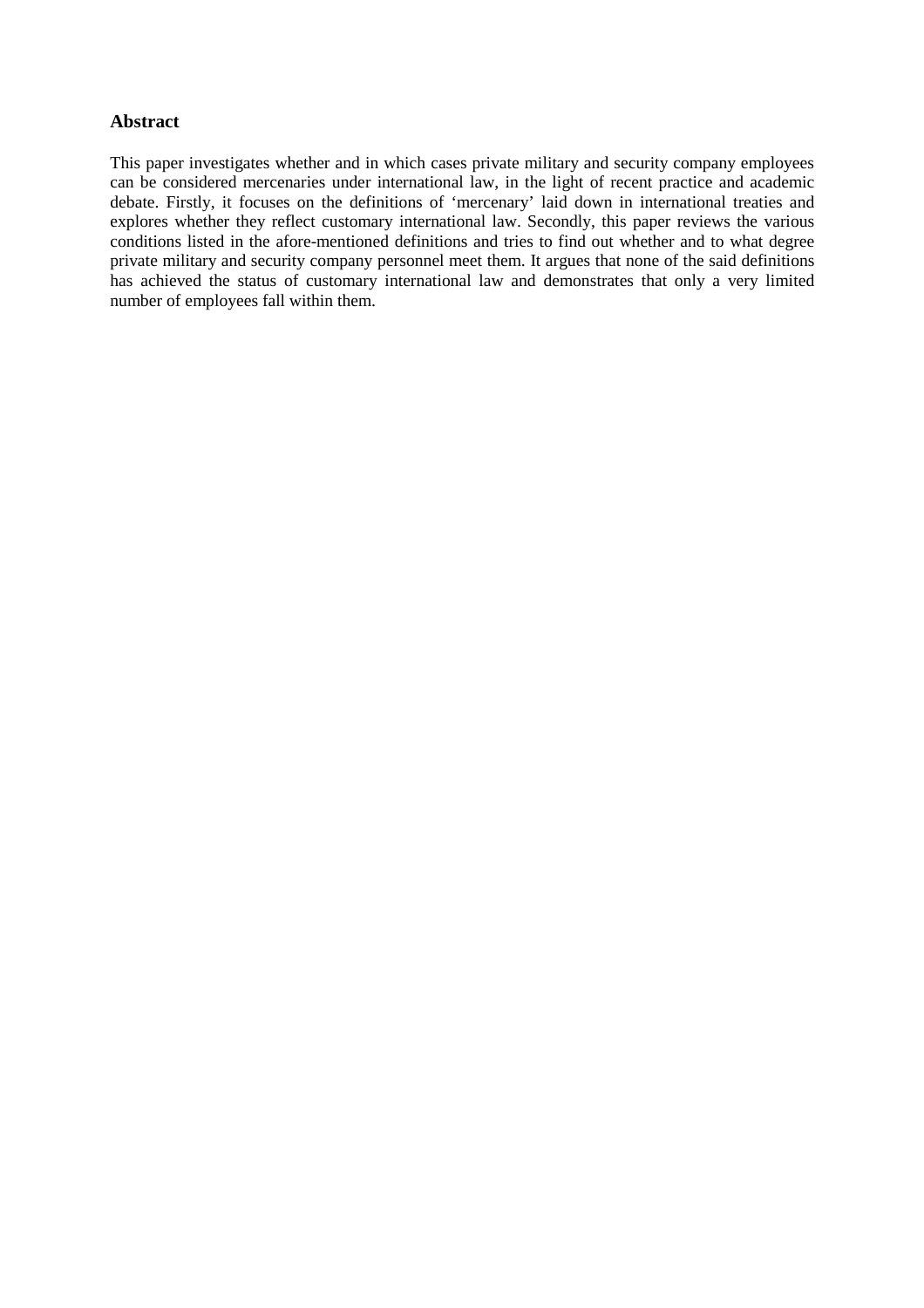## Abstract

This paper investigates whether and in which cases private military and security company employees can be considered mercenaries under international law, in the light of recent practice and academic debate. Firstly, it focuses on the definitions of 'mercenary' laid down in international treaties and explores whether they reflect customary international law. Secondly, this paper reviews the various conditions listed in the afore-mentioned definitions and tries to find out whether and to what degree private military and security company personnel meet them. It argues that none of the said definitions has achieved the status of customary international law and demonstrates that only a very limited number of employees fall within them.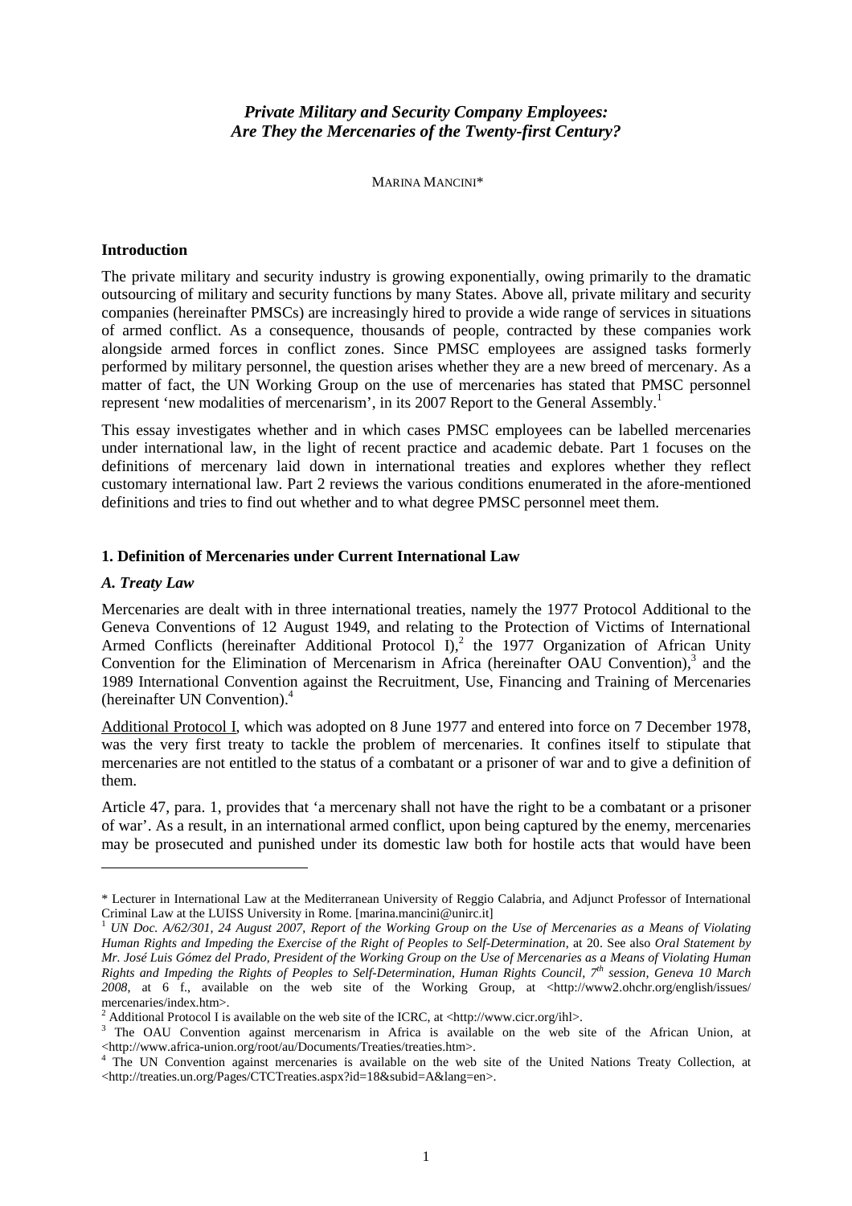## *Private Military and Security Company Employees: Are They the Mercenaries of the Twenty-first Century?*

MARINA MANCINI*

### Introduction

The private military and security industry is growing exponentially, owing primarily to the dramatic outsourcing of military and security functions by many States. Above all, private military and security companies (hereinafter PMSCs) are increasingly hired to provide a wide range of services in situations of armed conflict. As a consequence, thousands of people, contracted by these companies work alongside armed forces in conflict zones. Since PMSC employees are assigned tasks formerly performed by military personnel, the question arises whether they are a new breed of mercenary. As a matter of fact, the UN Working Group on the use of mercenaries has stated that PMSC personnel represent 'new modalities of mercenarism', in its 2007 Report to the General Assembly.[1]

This essay investigates whether and in which cases PMSC employees can be labelled mercenaries under international law, in the light of recent practice and academic debate. Part 1 focuses on the definitions of mercenary laid down in international treaties and explores whether they reflect customary international law. Part 2 reviews the various conditions enumerated in the afore-mentioned definitions and tries to find out whether and to what degree PMSC personnel meet them.

### 1. Definition of Mercenaries under Current International Law

#### *A. Treaty Law*

Mercenaries are dealt with in three international treaties, namely the 1977 Protocol Additional to the Geneva Conventions of 12 August 1949, and relating to the Protection of Victims of International Armed Conflicts (hereinafter Additional Protocol I),[2] the 1977 Organization of African Unity Convention for the Elimination of Mercenarism in Africa (hereinafter OAU Convention),[3] and the 1989 International Convention against the Recruitment, Use, Financing and Training of Mercenaries (hereinafter UN Convention).[4]

Additional Protocol I, which was adopted on 8 June 1977 and entered into force on 7 December 1978, was the very first treaty to tackle the problem of mercenaries. It confines itself to stipulate that mercenaries are not entitled to the status of a combatant or a prisoner of war and to give a definition of them.

Article 47, para. 1, provides that 'a mercenary shall not have the right to be a combatant or a prisoner of war'. As a result, in an international armed conflict, upon being captured by the enemy, mercenaries may be prosecuted and punished under its domestic law both for hostile acts that would have been

---

\* Lecturer in International Law at the Mediterranean University of Reggio Calabria, and Adjunct Professor of International Criminal Law at the LUISS University in Rome. [marina.mancini@unirc.it]

[1] *UN Doc. A/62/301, 24 August 2007, Report of the Working Group on the Use of Mercenaries as a Means of Violating Human Rights and Impeding the Exercise of the Right of Peoples to Self-Determination*, at 20. See also *Oral Statement by Mr. José Luis Gómez del Prado, President of the Working Group on the Use of Mercenaries as a Means of Violating Human Rights and Impeding the Rights of Peoples to Self-Determination, Human Rights Council, 7th session, Geneva 10 March 2008*, at 6 f., available on the web site of the Working Group, at <http://www2.ohchr.org/english/issues/mercenaries/index.htm>.

[2] Additional Protocol I is available on the web site of the ICRC, at <http://www.cicr.org/ihl>.

[3] The OAU Convention against mercenarism in Africa is available on the web site of the African Union, at <http://www.africa-union.org/root/au/Documents/Treaties/treaties.htm>.

[4] The UN Convention against mercenaries is available on the web site of the United Nations Treaty Collection, at <http://treaties.un.org/Pages/CTCTreaties.aspx?id=18&subid=A&lang=en>.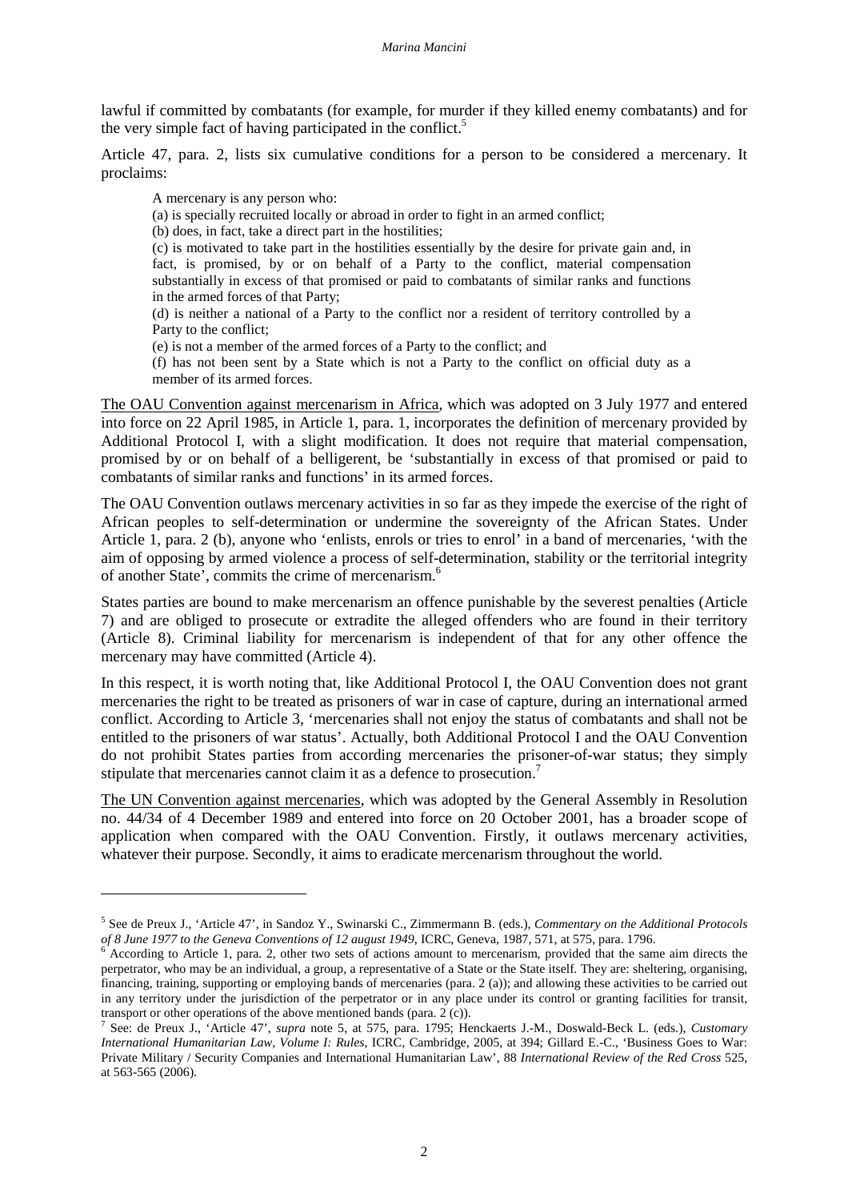lawful if committed by combatants (for example, for murder if they killed enemy combatants) and for the very simple fact of having participated in the conflict.[5]

Article 47, para. 2, lists six cumulative conditions for a person to be considered a mercenary. It proclaims:

> A mercenary is any person who:
>
> (a) is specially recruited locally or abroad in order to fight in an armed conflict;
>
> (b) does, in fact, take a direct part in the hostilities;
>
> (c) is motivated to take part in the hostilities essentially by the desire for private gain and, in fact, is promised, by or on behalf of a Party to the conflict, material compensation substantially in excess of that promised or paid to combatants of similar ranks and functions in the armed forces of that Party;
>
> (d) is neither a national of a Party to the conflict nor a resident of territory controlled by a Party to the conflict;
>
> (e) is not a member of the armed forces of a Party to the conflict; and
>
> (f) has not been sent by a State which is not a Party to the conflict on official duty as a member of its armed forces.

The OAU Convention against mercenarism in Africa, which was adopted on 3 July 1977 and entered into force on 22 April 1985, in Article 1, para. 1, incorporates the definition of mercenary provided by Additional Protocol I, with a slight modification. It does not require that material compensation, promised by or on behalf of a belligerent, be 'substantially in excess of that promised or paid to combatants of similar ranks and functions' in its armed forces.

The OAU Convention outlaws mercenary activities in so far as they impede the exercise of the right of African peoples to self-determination or undermine the sovereignty of the African States. Under Article 1, para. 2 (b), anyone who 'enlists, enrols or tries to enrol' in a band of mercenaries, 'with the aim of opposing by armed violence a process of self-determination, stability or the territorial integrity of another State', commits the crime of mercenarism.[6]

States parties are bound to make mercenarism an offence punishable by the severest penalties (Article 7) and are obliged to prosecute or extradite the alleged offenders who are found in their territory (Article 8). Criminal liability for mercenarism is independent of that for any other offence the mercenary may have committed (Article 4).

In this respect, it is worth noting that, like Additional Protocol I, the OAU Convention does not grant mercenaries the right to be treated as prisoners of war in case of capture, during an international armed conflict. According to Article 3, 'mercenaries shall not enjoy the status of combatants and shall not be entitled to the prisoners of war status'. Actually, both Additional Protocol I and the OAU Convention do not prohibit States parties from according mercenaries the prisoner-of-war status; they simply stipulate that mercenaries cannot claim it as a defence to prosecution.[7]

The UN Convention against mercenaries, which was adopted by the General Assembly in Resolution no. 44/34 of 4 December 1989 and entered into force on 20 October 2001, has a broader scope of application when compared with the OAU Convention. Firstly, it outlaws mercenary activities, whatever their purpose. Secondly, it aims to eradicate mercenarism throughout the world.

---

[5] See de Preux J., 'Article 47', in Sandoz Y., Swinarski C., Zimmermann B. (eds.), *Commentary on the Additional Protocols of 8 June 1977 to the Geneva Conventions of 12 august 1949*, ICRC, Geneva, 1987, 571, at 575, para. 1796.

[6] According to Article 1, para. 2, other two sets of actions amount to mercenarism, provided that the same aim directs the perpetrator, who may be an individual, a group, a representative of a State or the State itself. They are: sheltering, organising, financing, training, supporting or employing bands of mercenaries (para. 2 (a)); and allowing these activities to be carried out in any territory under the jurisdiction of the perpetrator or in any place under its control or granting facilities for transit, transport or other operations of the above mentioned bands (para. 2 (c)).

[7] See: de Preux J., 'Article 47', *supra* note 5, at 575, para. 1795; Henckaerts J.-M., Doswald-Beck L. (eds.), *Customary International Humanitarian Law, Volume I: Rules*, ICRC, Cambridge, 2005, at 394; Gillard E.-C., 'Business Goes to War: Private Military / Security Companies and International Humanitarian Law', 88 *International Review of the Red Cross* 525, at 563-565 (2006).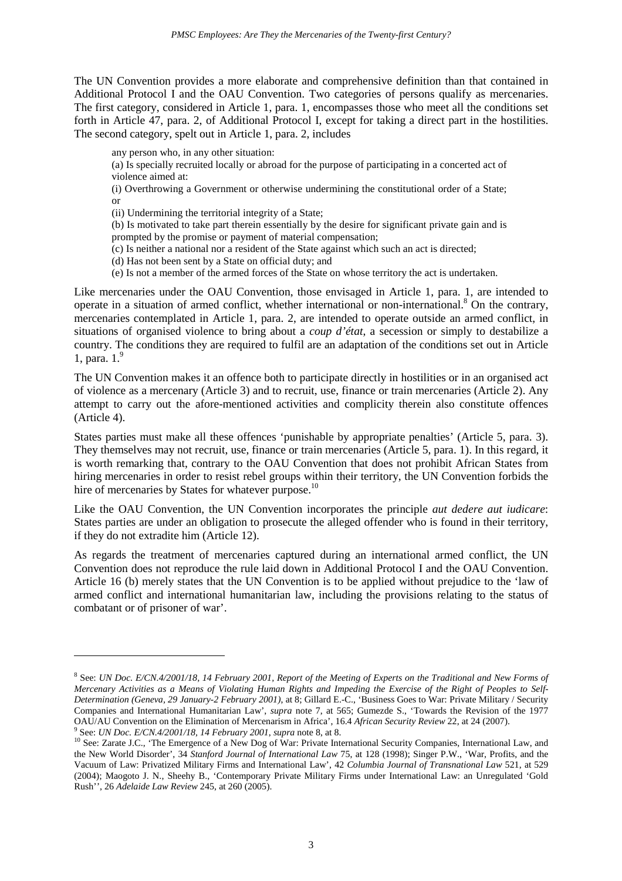The UN Convention provides a more elaborate and comprehensive definition than that contained in Additional Protocol I and the OAU Convention. Two categories of persons qualify as mercenaries. The first category, considered in Article 1, para. 1, encompasses those who meet all the conditions set forth in Article 47, para. 2, of Additional Protocol I, except for taking a direct part in the hostilities. The second category, spelt out in Article 1, para. 2, includes

> any person who, in any other situation:
> (a) Is specially recruited locally or abroad for the purpose of participating in a concerted act of violence aimed at:
> (i) Overthrowing a Government or otherwise undermining the constitutional order of a State; or
> (ii) Undermining the territorial integrity of a State;
> (b) Is motivated to take part therein essentially by the desire for significant private gain and is prompted by the promise or payment of material compensation;
> (c) Is neither a national nor a resident of the State against which such an act is directed;
> (d) Has not been sent by a State on official duty; and
> (e) Is not a member of the armed forces of the State on whose territory the act is undertaken.

Like mercenaries under the OAU Convention, those envisaged in Article 1, para. 1, are intended to operate in a situation of armed conflict, whether international or non-international.[8] On the contrary, mercenaries contemplated in Article 1, para. 2, are intended to operate outside an armed conflict, in situations of organised violence to bring about a *coup d'état*, a secession or simply to destabilize a country. The conditions they are required to fulfil are an adaptation of the conditions set out in Article 1, para. 1.[9]

The UN Convention makes it an offence both to participate directly in hostilities or in an organised act of violence as a mercenary (Article 3) and to recruit, use, finance or train mercenaries (Article 2). Any attempt to carry out the afore-mentioned activities and complicity therein also constitute offences (Article 4).

States parties must make all these offences 'punishable by appropriate penalties' (Article 5, para. 3). They themselves may not recruit, use, finance or train mercenaries (Article 5, para. 1). In this regard, it is worth remarking that, contrary to the OAU Convention that does not prohibit African States from hiring mercenaries in order to resist rebel groups within their territory, the UN Convention forbids the hire of mercenaries by States for whatever purpose.[10]

Like the OAU Convention, the UN Convention incorporates the principle *aut dedere aut iudicare*: States parties are under an obligation to prosecute the alleged offender who is found in their territory, if they do not extradite him (Article 12).

As regards the treatment of mercenaries captured during an international armed conflict, the UN Convention does not reproduce the rule laid down in Additional Protocol I and the OAU Convention. Article 16 (b) merely states that the UN Convention is to be applied without prejudice to the 'law of armed conflict and international humanitarian law, including the provisions relating to the status of combatant or of prisoner of war'.

---

[8] See: *UN Doc. E/CN.4/2001/18, 14 February 2001, Report of the Meeting of Experts on the Traditional and New Forms of Mercenary Activities as a Means of Violating Human Rights and Impeding the Exercise of the Right of Peoples to Self-Determination (Geneva, 29 January-2 February 2001)*, at 8; Gillard E.-C., 'Business Goes to War: Private Military / Security Companies and International Humanitarian Law', *supra* note 7, at 565; Gumezde S., 'Towards the Revision of the 1977 OAU/AU Convention on the Elimination of Mercenarism in Africa', 16.4 *African Security Review* 22, at 24 (2007).

[9] See: *UN Doc. E/CN.4/2001/18, 14 February 2001*, *supra* note 8, at 8.

[10] See: Zarate J.C., 'The Emergence of a New Dog of War: Private International Security Companies, International Law, and the New World Disorder', 34 *Stanford Journal of International Law* 75, at 128 (1998); Singer P.W., 'War, Profits, and the Vacuum of Law: Privatized Military Firms and International Law', 42 *Columbia Journal of Transnational Law* 521, at 529 (2004); Maogoto J. N., Sheehy B., 'Contemporary Private Military Firms under International Law: an Unregulated 'Gold Rush'', 26 *Adelaide Law Review* 245, at 260 (2005).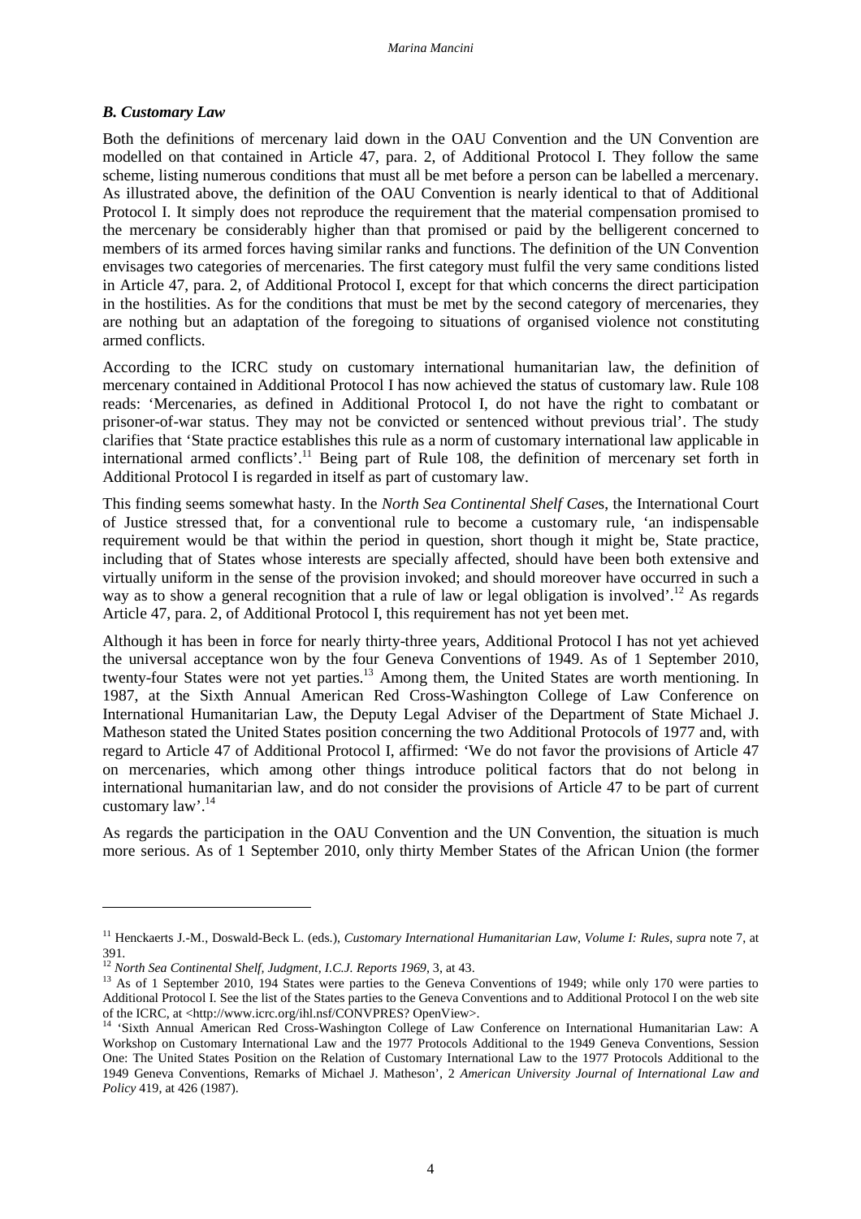### *B. Customary Law*

Both the definitions of mercenary laid down in the OAU Convention and the UN Convention are modelled on that contained in Article 47, para. 2, of Additional Protocol I. They follow the same scheme, listing numerous conditions that must all be met before a person can be labelled a mercenary. As illustrated above, the definition of the OAU Convention is nearly identical to that of Additional Protocol I. It simply does not reproduce the requirement that the material compensation promised to the mercenary be considerably higher than that promised or paid by the belligerent concerned to members of its armed forces having similar ranks and functions. The definition of the UN Convention envisages two categories of mercenaries. The first category must fulfil the very same conditions listed in Article 47, para. 2, of Additional Protocol I, except for that which concerns the direct participation in the hostilities. As for the conditions that must be met by the second category of mercenaries, they are nothing but an adaptation of the foregoing to situations of organised violence not constituting armed conflicts.

According to the ICRC study on customary international humanitarian law, the definition of mercenary contained in Additional Protocol I has now achieved the status of customary law. Rule 108 reads: 'Mercenaries, as defined in Additional Protocol I, do not have the right to combatant or prisoner-of-war status. They may not be convicted or sentenced without previous trial'. The study clarifies that 'State practice establishes this rule as a norm of customary international law applicable in international armed conflicts'.[11] Being part of Rule 108, the definition of mercenary set forth in Additional Protocol I is regarded in itself as part of customary law.

This finding seems somewhat hasty. In the *North Sea Continental Shelf Case*s, the International Court of Justice stressed that, for a conventional rule to become a customary rule, 'an indispensable requirement would be that within the period in question, short though it might be, State practice, including that of States whose interests are specially affected, should have been both extensive and virtually uniform in the sense of the provision invoked; and should moreover have occurred in such a way as to show a general recognition that a rule of law or legal obligation is involved'.[12] As regards Article 47, para. 2, of Additional Protocol I, this requirement has not yet been met.

Although it has been in force for nearly thirty-three years, Additional Protocol I has not yet achieved the universal acceptance won by the four Geneva Conventions of 1949. As of 1 September 2010, twenty-four States were not yet parties.[13] Among them, the United States are worth mentioning. In 1987, at the Sixth Annual American Red Cross-Washington College of Law Conference on International Humanitarian Law, the Deputy Legal Adviser of the Department of State Michael J. Matheson stated the United States position concerning the two Additional Protocols of 1977 and, with regard to Article 47 of Additional Protocol I, affirmed: 'We do not favor the provisions of Article 47 on mercenaries, which among other things introduce political factors that do not belong in international humanitarian law, and do not consider the provisions of Article 47 to be part of current customary law'.[14]

As regards the participation in the OAU Convention and the UN Convention, the situation is much more serious. As of 1 September 2010, only thirty Member States of the African Union (the former

---

[11] Henckaerts J.-M., Doswald-Beck L. (eds.), *Customary International Humanitarian Law, Volume I: Rules*, *supra* note 7, at 391.

[12] *North Sea Continental Shelf, Judgment, I.C.J. Reports 1969*, 3, at 43.

[13] As of 1 September 2010, 194 States were parties to the Geneva Conventions of 1949; while only 170 were parties to Additional Protocol I. See the list of the States parties to the Geneva Conventions and to Additional Protocol I on the web site of the ICRC, at <http://www.icrc.org/ihl.nsf/CONVPRES? OpenView>.

[14] 'Sixth Annual American Red Cross-Washington College of Law Conference on International Humanitarian Law: A Workshop on Customary International Law and the 1977 Protocols Additional to the 1949 Geneva Conventions, Session One: The United States Position on the Relation of Customary International Law to the 1977 Protocols Additional to the 1949 Geneva Conventions, Remarks of Michael J. Matheson', 2 *American University Journal of International Law and Policy* 419, at 426 (1987).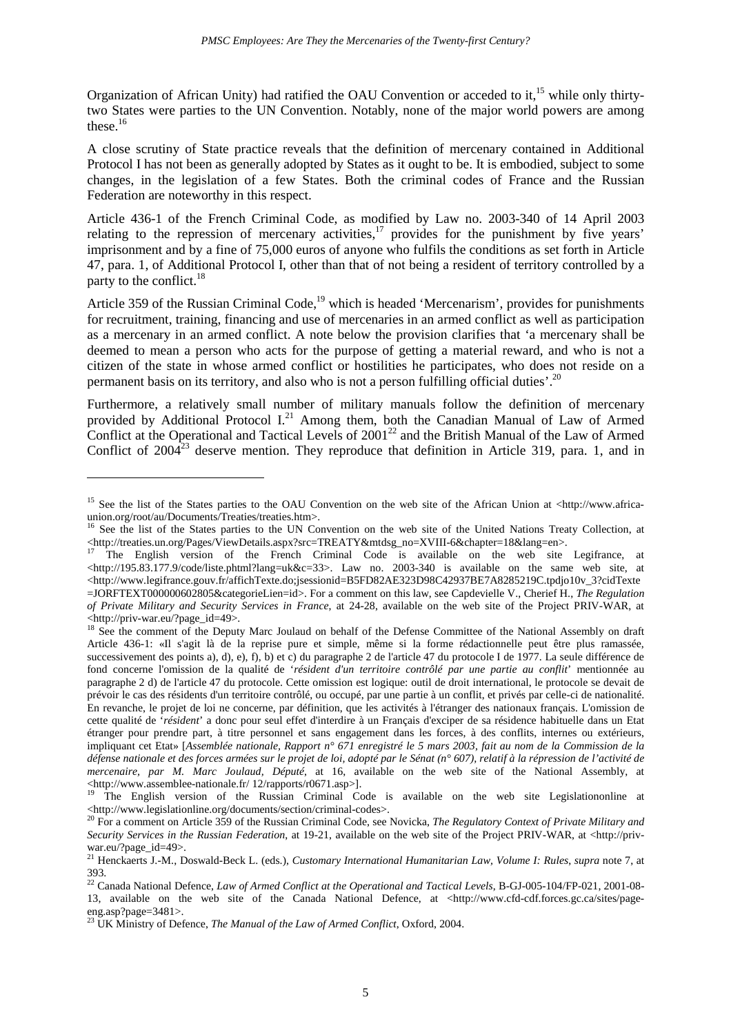Organization of African Unity) had ratified the OAU Convention or acceded to it,[15] while only thirty-two States were parties to the UN Convention. Notably, none of the major world powers are among these.[16]

A close scrutiny of State practice reveals that the definition of mercenary contained in Additional Protocol I has not been as generally adopted by States as it ought to be. It is embodied, subject to some changes, in the legislation of a few States. Both the criminal codes of France and the Russian Federation are noteworthy in this respect.

Article 436-1 of the French Criminal Code, as modified by Law no. 2003-340 of 14 April 2003 relating to the repression of mercenary activities,[17] provides for the punishment by five years' imprisonment and by a fine of 75,000 euros of anyone who fulfils the conditions as set forth in Article 47, para. 1, of Additional Protocol I, other than that of not being a resident of territory controlled by a party to the conflict.[18]

Article 359 of the Russian Criminal Code,[19] which is headed 'Mercenarism', provides for punishments for recruitment, training, financing and use of mercenaries in an armed conflict as well as participation as a mercenary in an armed conflict. A note below the provision clarifies that 'a mercenary shall be deemed to mean a person who acts for the purpose of getting a material reward, and who is not a citizen of the state in whose armed conflict or hostilities he participates, who does not reside on a permanent basis on its territory, and also who is not a person fulfilling official duties'.[20]

Furthermore, a relatively small number of military manuals follow the definition of mercenary provided by Additional Protocol I.[21] Among them, both the Canadian Manual of Law of Armed Conflict at the Operational and Tactical Levels of 2001[22] and the British Manual of the Law of Armed Conflict of 2004[23] deserve mention. They reproduce that definition in Article 319, para. 1, and in

---

[15] See the list of the States parties to the OAU Convention on the web site of the African Union at <http://www.africa-union.org/root/au/Documents/Treaties/treaties.htm>.

[16] See the list of the States parties to the UN Convention on the web site of the United Nations Treaty Collection, at <http://treaties.un.org/Pages/ViewDetails.aspx?src=TREATY&mtdsg_no=XVIII-6&chapter=18&lang=en>.

[17] The English version of the French Criminal Code is available on the web site Legifrance, at <http://195.83.177.9/code/liste.phtml?lang=uk&c=33>. Law no. 2003-340 is available on the same web site, at <http://www.legifrance.gouv.fr/affichTexte.do;jsessionid=B5FD82AE323D98C42937BE7A8285219C.tpdjo10v_3?cidTexte=JORFTEXT000000602805&categorieLien=id>. For a comment on this law, see Capdevielle V., Cherief H., *The Regulation of Private Military and Security Services in France*, at 24-28, available on the web site of the Project PRIV-WAR, at <http://priv-war.eu/?page_id=49>.

[18] See the comment of the Deputy Marc Joulaud on behalf of the Defense Committee of the National Assembly on draft Article 436-1: «Il s'agit là de la reprise pure et simple, même si la forme rédactionnelle peut être plus ramassée, successivement des points a), d), e), f), b) et c) du paragraphe 2 de l'article 47 du protocole I de 1977. La seule différence de fond concerne l'omission de la qualité de '*résident d'un territoire contrôlé par une partie au conflit*' mentionnée au paragraphe 2 d) de l'article 47 du protocole. Cette omission est logique: outil de droit international, le protocole se devait de prévoir le cas des résidents d'un territoire contrôlé, ou occupé, par une partie à un conflit, et privés par celle-ci de nationalité. En revanche, le projet de loi ne concerne, par définition, que les activités à l'étranger des nationaux français. L'omission de cette qualité de '*résident*' a donc pour seul effet d'interdire à un Français d'exciper de sa résidence habituelle dans un Etat étranger pour prendre part, à titre personnel et sans engagement dans les forces, à des conflits, internes ou extérieurs, impliquant cet Etat» [*Assemblée nationale, Rapport n° 671 enregistré le 5 mars 2003, fait au nom de la Commission de la défense nationale et des forces armées sur le projet de loi, adopté par le Sénat (n° 607), relatif à la répression de l'activité de mercenaire, par M. Marc Joulaud, Député*, at 16, available on the web site of the National Assembly, at <http://www.assemblee-nationale.fr/ 12/rapports/r0671.asp>].

[19] The English version of the Russian Criminal Code is available on the web site Legislationonline at <http://www.legislationline.org/documents/section/criminal-codes>.

[20] For a comment on Article 359 of the Russian Criminal Code, see Novicka, *The Regulatory Context of Private Military and Security Services in the Russian Federation*, at 19-21, available on the web site of the Project PRIV-WAR, at <http://priv-war.eu/?page_id=49>.

[21] Henckaerts J.-M., Doswald-Beck L. (eds.), *Customary International Humanitarian Law, Volume I: Rules*, *supra* note 7, at 393.

[22] Canada National Defence, *Law of Armed Conflict at the Operational and Tactical Levels*, B-GJ-005-104/FP-021, 2001-08-13, available on the web site of the Canada National Defence, at <http://www.cfd-cdf.forces.gc.ca/sites/page-eng.asp?page=3481>.

[23] UK Ministry of Defence, *The Manual of the Law of Armed Conflict*, Oxford, 2004.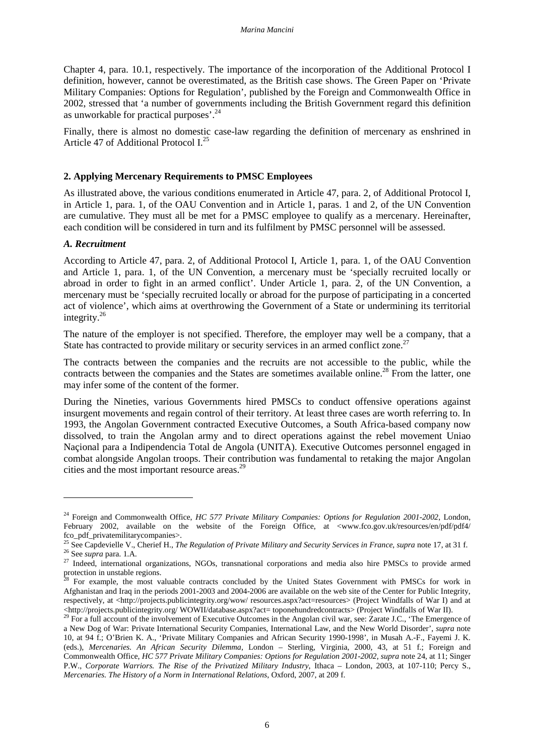Chapter 4, para. 10.1, respectively. The importance of the incorporation of the Additional Protocol I definition, however, cannot be overestimated, as the British case shows. The Green Paper on 'Private Military Companies: Options for Regulation', published by the Foreign and Commonwealth Office in 2002, stressed that 'a number of governments including the British Government regard this definition as unworkable for practical purposes'.[24]

Finally, there is almost no domestic case-law regarding the definition of mercenary as enshrined in Article 47 of Additional Protocol I.[25]

## 2. Applying Mercenary Requirements to PMSC Employees

As illustrated above, the various conditions enumerated in Article 47, para. 2, of Additional Protocol I, in Article 1, para. 1, of the OAU Convention and in Article 1, paras. 1 and 2, of the UN Convention are cumulative. They must all be met for a PMSC employee to qualify as a mercenary. Hereinafter, each condition will be considered in turn and its fulfilment by PMSC personnel will be assessed.

### *A. Recruitment*

According to Article 47, para. 2, of Additional Protocol I, Article 1, para. 1, of the OAU Convention and Article 1, para. 1, of the UN Convention, a mercenary must be 'specially recruited locally or abroad in order to fight in an armed conflict'. Under Article 1, para. 2, of the UN Convention, a mercenary must be 'specially recruited locally or abroad for the purpose of participating in a concerted act of violence', which aims at overthrowing the Government of a State or undermining its territorial integrity.[26]

The nature of the employer is not specified. Therefore, the employer may well be a company, that a State has contracted to provide military or security services in an armed conflict zone.[27]

The contracts between the companies and the recruits are not accessible to the public, while the contracts between the companies and the States are sometimes available online.[28] From the latter, one may infer some of the content of the former.

During the Nineties, various Governments hired PMSCs to conduct offensive operations against insurgent movements and regain control of their territory. At least three cases are worth referring to. In 1993, the Angolan Government contracted Executive Outcomes, a South Africa-based company now dissolved, to train the Angolan army and to direct operations against the rebel movement Uniao Naçional para a Indipendencia Total de Angola (UNITA). Executive Outcomes personnel engaged in combat alongside Angolan troops. Their contribution was fundamental to retaking the major Angolan cities and the most important resource areas.[29]

---

[24] Foreign and Commonwealth Office, *HC 577 Private Military Companies: Options for Regulation 2001-2002*, London, February 2002, available on the website of the Foreign Office, at <www.fco.gov.uk/resources/en/pdf/pdf4/fco_pdf_privatemilitarycompanies>.

[25] See Capdevielle V., Cherief H., *The Regulation of Private Military and Security Services in France*, *supra* note 17, at 31 f.

[26] See *supra* para. 1.A.

[27] Indeed, international organizations, NGOs, transnational corporations and media also hire PMSCs to provide armed protection in unstable regions.

[28] For example, the most valuable contracts concluded by the United States Government with PMSCs for work in Afghanistan and Iraq in the periods 2001-2003 and 2004-2006 are available on the web site of the Center for Public Integrity, respectively, at <http://projects.publicintegrity.org/wow/ resources.aspx?act=resources> (Project Windfalls of War I) and at <http://projects.publicintegrity.org/ WOWII/database.aspx?act= toponehundredcontracts> (Project Windfalls of War II).

[29] For a full account of the involvement of Executive Outcomes in the Angolan civil war, see: Zarate J.C., 'The Emergence of a New Dog of War: Private International Security Companies, International Law, and the New World Disorder', *supra* note 10, at 94 f.; O'Brien K. A., 'Private Military Companies and African Security 1990-1998', in Musah A.-F., Fayemi J. K. (eds.), *Mercenaries. An African Security Dilemma*, London – Sterling, Virginia, 2000, 43, at 51 f.; Foreign and Commonwealth Office, *HC 577 Private Military Companies: Options for Regulation 2001-2002*, *supra* note 24, at 11; Singer P.W., *Corporate Warriors. The Rise of the Privatized Military Industry*, Ithaca – London, 2003, at 107-110; Percy S., *Mercenaries. The History of a Norm in International Relations*, Oxford, 2007, at 209 f.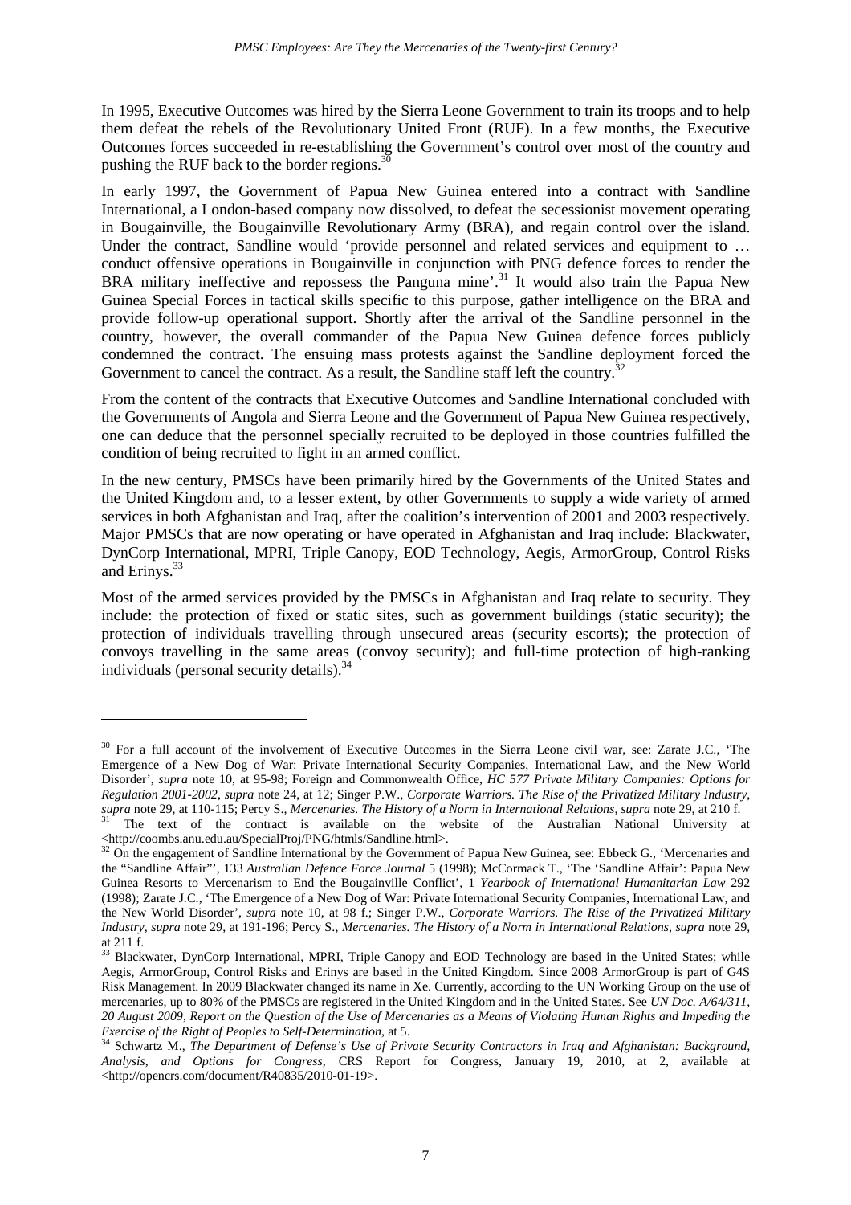In 1995, Executive Outcomes was hired by the Sierra Leone Government to train its troops and to help them defeat the rebels of the Revolutionary United Front (RUF). In a few months, the Executive Outcomes forces succeeded in re-establishing the Government's control over most of the country and pushing the RUF back to the border regions.[30]

In early 1997, the Government of Papua New Guinea entered into a contract with Sandline International, a London-based company now dissolved, to defeat the secessionist movement operating in Bougainville, the Bougainville Revolutionary Army (BRA), and regain control over the island. Under the contract, Sandline would 'provide personnel and related services and equipment to … conduct offensive operations in Bougainville in conjunction with PNG defence forces to render the BRA military ineffective and repossess the Panguna mine'.[31] It would also train the Papua New Guinea Special Forces in tactical skills specific to this purpose, gather intelligence on the BRA and provide follow-up operational support. Shortly after the arrival of the Sandline personnel in the country, however, the overall commander of the Papua New Guinea defence forces publicly condemned the contract. The ensuing mass protests against the Sandline deployment forced the Government to cancel the contract. As a result, the Sandline staff left the country.[32]

From the content of the contracts that Executive Outcomes and Sandline International concluded with the Governments of Angola and Sierra Leone and the Government of Papua New Guinea respectively, one can deduce that the personnel specially recruited to be deployed in those countries fulfilled the condition of being recruited to fight in an armed conflict.

In the new century, PMSCs have been primarily hired by the Governments of the United States and the United Kingdom and, to a lesser extent, by other Governments to supply a wide variety of armed services in both Afghanistan and Iraq, after the coalition's intervention of 2001 and 2003 respectively. Major PMSCs that are now operating or have operated in Afghanistan and Iraq include: Blackwater, DynCorp International, MPRI, Triple Canopy, EOD Technology, Aegis, ArmorGroup, Control Risks and Erinys.[33]

Most of the armed services provided by the PMSCs in Afghanistan and Iraq relate to security. They include: the protection of fixed or static sites, such as government buildings (static security); the protection of individuals travelling through unsecured areas (security escorts); the protection of convoys travelling in the same areas (convoy security); and full-time protection of high-ranking individuals (personal security details).[34]

---

[30] For a full account of the involvement of Executive Outcomes in the Sierra Leone civil war, see: Zarate J.C., 'The Emergence of a New Dog of War: Private International Security Companies, International Law, and the New World Disorder', *supra* note 10, at 95-98; Foreign and Commonwealth Office, *HC 577 Private Military Companies: Options for Regulation 2001-2002*, *supra* note 24, at 12; Singer P.W., *Corporate Warriors. The Rise of the Privatized Military Industry*, *supra* note 29, at 110-115; Percy S., *Mercenaries. The History of a Norm in International Relations*, *supra* note 29, at 210 f.

[31] The text of the contract is available on the website of the Australian National University at <http://coombs.anu.edu.au/SpecialProj/PNG/htmls/Sandline.html>.

[32] On the engagement of Sandline International by the Government of Papua New Guinea, see: Ebbeck G., 'Mercenaries and the "Sandline Affair"', 133 *Australian Defence Force Journal* 5 (1998); McCormack T., 'The 'Sandline Affair': Papua New Guinea Resorts to Mercenarism to End the Bougainville Conflict', 1 *Yearbook of International Humanitarian Law* 292 (1998); Zarate J.C., 'The Emergence of a New Dog of War: Private International Security Companies, International Law, and the New World Disorder', *supra* note 10, at 98 f.; Singer P.W., *Corporate Warriors. The Rise of the Privatized Military Industry*, *supra* note 29, at 191-196; Percy S., *Mercenaries. The History of a Norm in International Relations*, *supra* note 29, at 211 f.

[33] Blackwater, DynCorp International, MPRI, Triple Canopy and EOD Technology are based in the United States; while Aegis, ArmorGroup, Control Risks and Erinys are based in the United Kingdom. Since 2008 ArmorGroup is part of G4S Risk Management. In 2009 Blackwater changed its name in Xe. Currently, according to the UN Working Group on the use of mercenaries, up to 80% of the PMSCs are registered in the United Kingdom and in the United States. See *UN Doc. A/64/311, 20 August 2009, Report on the Question of the Use of Mercenaries as a Means of Violating Human Rights and Impeding the Exercise of the Right of Peoples to Self-Determination*, at 5.

[34] Schwartz M., *The Department of Defense's Use of Private Security Contractors in Iraq and Afghanistan: Background, Analysis, and Options for Congress*, CRS Report for Congress, January 19, 2010, at 2, available at <http://opencrs.com/document/R40835/2010-01-19>.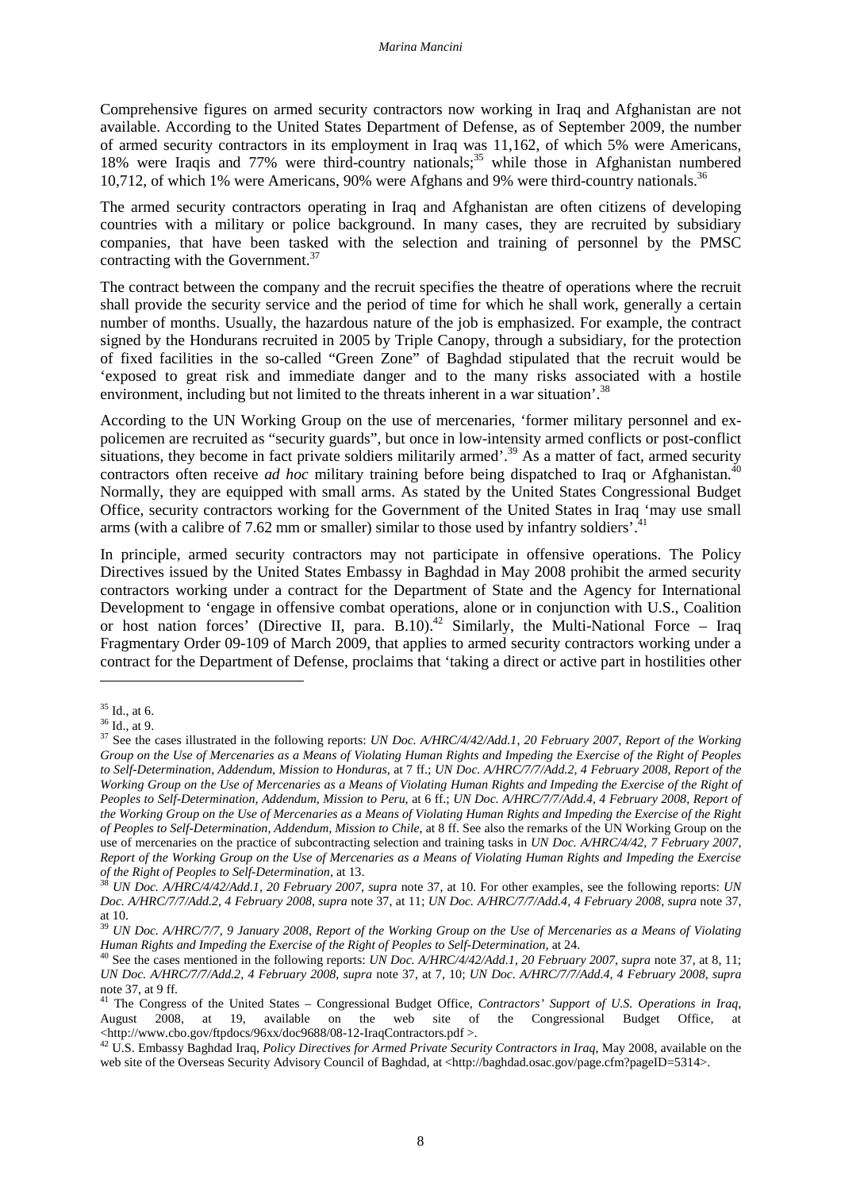Comprehensive figures on armed security contractors now working in Iraq and Afghanistan are not available. According to the United States Department of Defense, as of September 2009, the number of armed security contractors in its employment in Iraq was 11,162, of which 5% were Americans, 18% were Iraqis and 77% were third-country nationals;[35] while those in Afghanistan numbered 10,712, of which 1% were Americans, 90% were Afghans and 9% were third-country nationals.[36]

The armed security contractors operating in Iraq and Afghanistan are often citizens of developing countries with a military or police background. In many cases, they are recruited by subsidiary companies, that have been tasked with the selection and training of personnel by the PMSC contracting with the Government.[37]

The contract between the company and the recruit specifies the theatre of operations where the recruit shall provide the security service and the period of time for which he shall work, generally a certain number of months. Usually, the hazardous nature of the job is emphasized. For example, the contract signed by the Hondurans recruited in 2005 by Triple Canopy, through a subsidiary, for the protection of fixed facilities in the so-called "Green Zone" of Baghdad stipulated that the recruit would be 'exposed to great risk and immediate danger and to the many risks associated with a hostile environment, including but not limited to the threats inherent in a war situation'.[38]

According to the UN Working Group on the use of mercenaries, 'former military personnel and ex-policemen are recruited as "security guards", but once in low-intensity armed conflicts or post-conflict situations, they become in fact private soldiers militarily armed'.[39] As a matter of fact, armed security contractors often receive *ad hoc* military training before being dispatched to Iraq or Afghanistan.[40] Normally, they are equipped with small arms. As stated by the United States Congressional Budget Office, security contractors working for the Government of the United States in Iraq 'may use small arms (with a calibre of 7.62 mm or smaller) similar to those used by infantry soldiers'.[41]

In principle, armed security contractors may not participate in offensive operations. The Policy Directives issued by the United States Embassy in Baghdad in May 2008 prohibit the armed security contractors working under a contract for the Department of State and the Agency for International Development to 'engage in offensive combat operations, alone or in conjunction with U.S., Coalition or host nation forces' (Directive II, para. B.10).[42] Similarly, the Multi-National Force – Iraq Fragmentary Order 09-109 of March 2009, that applies to armed security contractors working under a contract for the Department of Defense, proclaims that 'taking a direct or active part in hostilities other

---

[35] Id., at 6.

[36] Id., at 9.

[37] See the cases illustrated in the following reports: *UN Doc. A/HRC/4/42/Add.1, 20 February 2007, Report of the Working Group on the Use of Mercenaries as a Means of Violating Human Rights and Impeding the Exercise of the Right of Peoples to Self-Determination, Addendum, Mission to Honduras*, at 7 ff.; *UN Doc. A/HRC/7/7/Add.2, 4 February 2008, Report of the Working Group on the Use of Mercenaries as a Means of Violating Human Rights and Impeding the Exercise of the Right of Peoples to Self-Determination, Addendum, Mission to Peru*, at 6 ff.; *UN Doc. A/HRC/7/7/Add.4, 4 February 2008, Report of the Working Group on the Use of Mercenaries as a Means of Violating Human Rights and Impeding the Exercise of the Right of Peoples to Self-Determination, Addendum, Mission to Chile*, at 8 ff. See also the remarks of the UN Working Group on the use of mercenaries on the practice of subcontracting selection and training tasks in *UN Doc. A/HRC/4/42, 7 February 2007, Report of the Working Group on the Use of Mercenaries as a Means of Violating Human Rights and Impeding the Exercise of the Right of Peoples to Self-Determination*, at 13.

[38] *UN Doc. A/HRC/4/42/Add.1, 20 February 2007, supra* note 37, at 10. For other examples, see the following reports: *UN Doc. A/HRC/7/7/Add.2, 4 February 2008, supra* note 37, at 11; *UN Doc. A/HRC/7/7/Add.4, 4 February 2008, supra* note 37, at 10.

[39] *UN Doc. A/HRC/7/7, 9 January 2008, Report of the Working Group on the Use of Mercenaries as a Means of Violating Human Rights and Impeding the Exercise of the Right of Peoples to Self-Determination*, at 24.

[40] See the cases mentioned in the following reports: *UN Doc. A/HRC/4/42/Add.1, 20 February 2007, supra* note 37, at 8, 11; *UN Doc. A/HRC/7/7/Add.2, 4 February 2008, supra* note 37, at 7, 10; *UN Doc. A/HRC/7/7/Add.4, 4 February 2008, supra* note 37, at 9 ff.

[41] The Congress of the United States – Congressional Budget Office, *Contractors' Support of U.S. Operations in Iraq*, August 2008, at 19, available on the web site of the Congressional Budget Office, at <http://www.cbo.gov/ftpdocs/96xx/doc9688/08-12-IraqContractors.pdf >.

[42] U.S. Embassy Baghdad Iraq, *Policy Directives for Armed Private Security Contractors in Iraq*, May 2008, available on the web site of the Overseas Security Advisory Council of Baghdad, at <http://baghdad.osac.gov/page.cfm?pageID=5314>.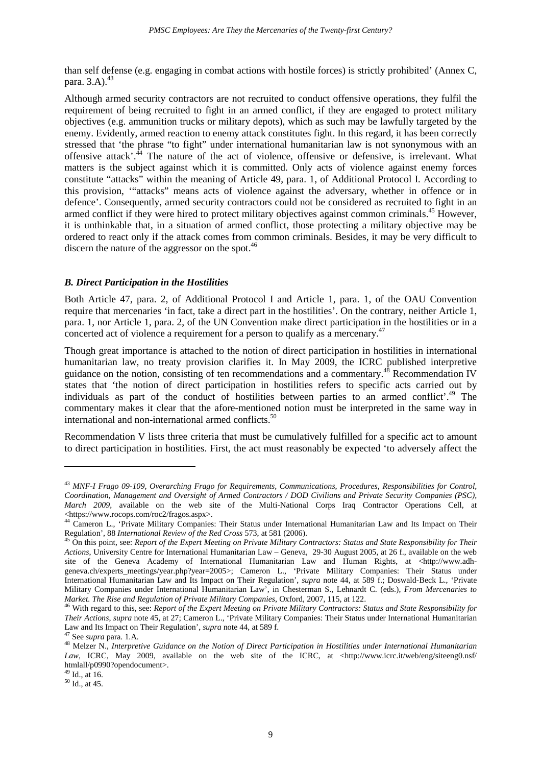than self defense (e.g. engaging in combat actions with hostile forces) is strictly prohibited' (Annex C, para. 3.A).[43]

Although armed security contractors are not recruited to conduct offensive operations, they fulfil the requirement of being recruited to fight in an armed conflict, if they are engaged to protect military objectives (e.g. ammunition trucks or military depots), which as such may be lawfully targeted by the enemy. Evidently, armed reaction to enemy attack constitutes fight. In this regard, it has been correctly stressed that 'the phrase "to fight" under international humanitarian law is not synonymous with an offensive attack'.[44] The nature of the act of violence, offensive or defensive, is irrelevant. What matters is the subject against which it is committed. Only acts of violence against enemy forces constitute "attacks" within the meaning of Article 49, para. 1, of Additional Protocol I. According to this provision, '"attacks" means acts of violence against the adversary, whether in offence or in defence'. Consequently, armed security contractors could not be considered as recruited to fight in an armed conflict if they were hired to protect military objectives against common criminals.[45] However, it is unthinkable that, in a situation of armed conflict, those protecting a military objective may be ordered to react only if the attack comes from common criminals. Besides, it may be very difficult to discern the nature of the aggressor on the spot.[46]

### *B. Direct Participation in the Hostilities*

Both Article 47, para. 2, of Additional Protocol I and Article 1, para. 1, of the OAU Convention require that mercenaries 'in fact, take a direct part in the hostilities'. On the contrary, neither Article 1, para. 1, nor Article 1, para. 2, of the UN Convention make direct participation in the hostilities or in a concerted act of violence a requirement for a person to qualify as a mercenary.[47]

Though great importance is attached to the notion of direct participation in hostilities in international humanitarian law, no treaty provision clarifies it. In May 2009, the ICRC published interpretive guidance on the notion, consisting of ten recommendations and a commentary.[48] Recommendation IV states that 'the notion of direct participation in hostilities refers to specific acts carried out by individuals as part of the conduct of hostilities between parties to an armed conflict'.[49] The commentary makes it clear that the afore-mentioned notion must be interpreted in the same way in international and non-international armed conflicts.[50]

Recommendation V lists three criteria that must be cumulatively fulfilled for a specific act to amount to direct participation in hostilities. First, the act must reasonably be expected 'to adversely affect the

---

[43] *MNF-I Frago 09-109, Overarching Frago for Requirements, Communications, Procedures, Responsibilities for Control, Coordination, Management and Oversight of Armed Contractors / DOD Civilians and Private Security Companies (PSC), March 2009*, available on the web site of the Multi-National Corps Iraq Contractor Operations Cell, at <https://www.rocops.com/roc2/fragos.aspx>.

[44] Cameron L., 'Private Military Companies: Their Status under International Humanitarian Law and Its Impact on Their Regulation', 88 *International Review of the Red Cross* 573, at 581 (2006).

[45] On this point, see: *Report of the Expert Meeting on Private Military Contractors: Status and State Responsibility for Their Actions*, University Centre for International Humanitarian Law – Geneva, 29-30 August 2005, at 26 f., available on the web site of the Geneva Academy of International Humanitarian Law and Human Rights, at <http://www.adh-geneva.ch/experts_meetings/year.php?year=2005>; Cameron L., 'Private Military Companies: Their Status under International Humanitarian Law and Its Impact on Their Regulation', *supra* note 44, at 589 f.; Doswald-Beck L., 'Private Military Companies under International Humanitarian Law', in Chesterman S., Lehnardt C. (eds.), *From Mercenaries to Market. The Rise and Regulation of Private Military Companies*, Oxford, 2007, 115, at 122.

[46] With regard to this, see: *Report of the Expert Meeting on Private Military Contractors: Status and State Responsibility for Their Actions*, *supra* note 45, at 27; Cameron L., 'Private Military Companies: Their Status under International Humanitarian Law and Its Impact on Their Regulation', *supra* note 44, at 589 f.

[47] See *supra* para. 1.A.

[48] Melzer N., *Interpretive Guidance on the Notion of Direct Participation in Hostilities under International Humanitarian Law*, ICRC, May 2009, available on the web site of the ICRC, at <http://www.icrc.it/web/eng/siteeng0.nsf/htmlall/p0990?opendocument>.

[49] Id., at 16.

[50] Id., at 45.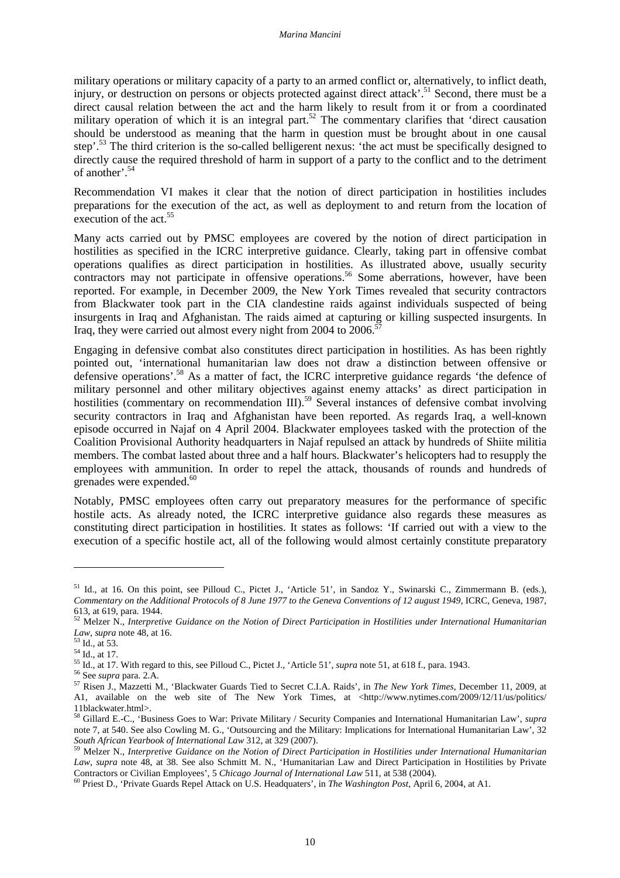military operations or military capacity of a party to an armed conflict or, alternatively, to inflict death, injury, or destruction on persons or objects protected against direct attack'.[51] Second, there must be a direct causal relation between the act and the harm likely to result from it or from a coordinated military operation of which it is an integral part.[52] The commentary clarifies that 'direct causation should be understood as meaning that the harm in question must be brought about in one causal step'.[53] The third criterion is the so-called belligerent nexus: 'the act must be specifically designed to directly cause the required threshold of harm in support of a party to the conflict and to the detriment of another'.[54]

Recommendation VI makes it clear that the notion of direct participation in hostilities includes preparations for the execution of the act, as well as deployment to and return from the location of execution of the act.[55]

Many acts carried out by PMSC employees are covered by the notion of direct participation in hostilities as specified in the ICRC interpretive guidance. Clearly, taking part in offensive combat operations qualifies as direct participation in hostilities. As illustrated above, usually security contractors may not participate in offensive operations.[56] Some aberrations, however, have been reported. For example, in December 2009, the New York Times revealed that security contractors from Blackwater took part in the CIA clandestine raids against individuals suspected of being insurgents in Iraq and Afghanistan. The raids aimed at capturing or killing suspected insurgents. In Iraq, they were carried out almost every night from 2004 to 2006.[57]

Engaging in defensive combat also constitutes direct participation in hostilities. As has been rightly pointed out, 'international humanitarian law does not draw a distinction between offensive or defensive operations'.[58] As a matter of fact, the ICRC interpretive guidance regards 'the defence of military personnel and other military objectives against enemy attacks' as direct participation in hostilities (commentary on recommendation III).[59] Several instances of defensive combat involving security contractors in Iraq and Afghanistan have been reported. As regards Iraq, a well-known episode occurred in Najaf on 4 April 2004. Blackwater employees tasked with the protection of the Coalition Provisional Authority headquarters in Najaf repulsed an attack by hundreds of Shiite militia members. The combat lasted about three and a half hours. Blackwater's helicopters had to resupply the employees with ammunition. In order to repel the attack, thousands of rounds and hundreds of grenades were expended.[60]

Notably, PMSC employees often carry out preparatory measures for the performance of specific hostile acts. As already noted, the ICRC interpretive guidance also regards these measures as constituting direct participation in hostilities. It states as follows: 'If carried out with a view to the execution of a specific hostile act, all of the following would almost certainly constitute preparatory

---

[51] Id., at 16. On this point, see Pilloud C., Pictet J., 'Article 51', in Sandoz Y., Swinarski C., Zimmermann B. (eds.), *Commentary on the Additional Protocols of 8 June 1977 to the Geneva Conventions of 12 august 1949*, ICRC, Geneva, 1987, 613, at 619, para. 1944.

[52] Melzer N., *Interpretive Guidance on the Notion of Direct Participation in Hostilities under International Humanitarian Law*, *supra* note 48, at 16.

[53] Id., at 53.

[54] Id., at 17.

[55] Id., at 17. With regard to this, see Pilloud C., Pictet J., 'Article 51', *supra* note 51, at 618 f., para. 1943.

[56] See *supra* para. 2.A.

[57] Risen J., Mazzetti M., 'Blackwater Guards Tied to Secret C.I.A. Raids', in *The New York Times*, December 11, 2009, at A1, available on the web site of The New York Times, at <http://www.nytimes.com/2009/12/11/us/politics/11blackwater.html>.

[58] Gillard E.-C., 'Business Goes to War: Private Military / Security Companies and International Humanitarian Law', *supra* note 7, at 540. See also Cowling M. G., 'Outsourcing and the Military: Implications for International Humanitarian Law', 32 *South African Yearbook of International Law* 312, at 329 (2007).

[59] Melzer N., *Interpretive Guidance on the Notion of Direct Participation in Hostilities under International Humanitarian Law*, *supra* note 48, at 38. See also Schmitt M. N., 'Humanitarian Law and Direct Participation in Hostilities by Private Contractors or Civilian Employees', 5 *Chicago Journal of International Law* 511, at 538 (2004).

[60] Priest D., 'Private Guards Repel Attack on U.S. Headquaters', in *The Washington Post*, April 6, 2004, at A1.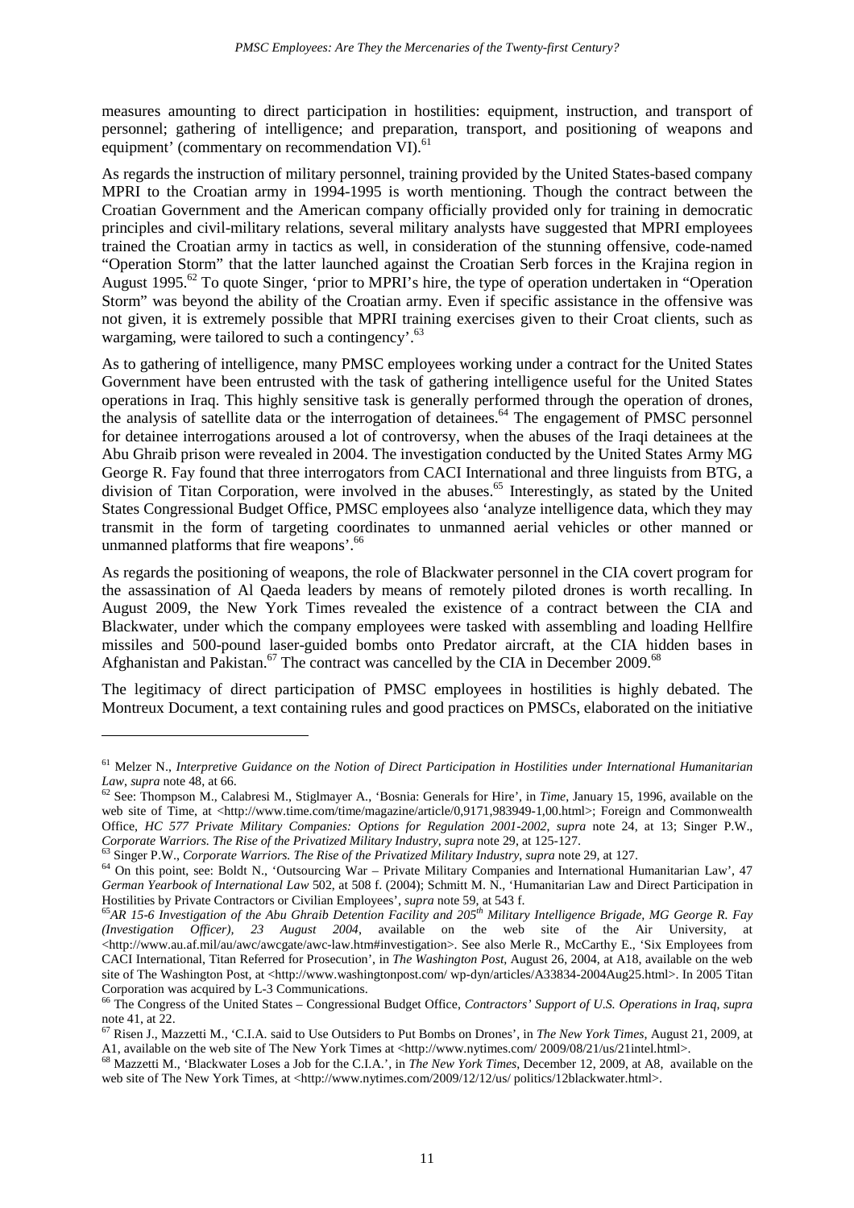measures amounting to direct participation in hostilities: equipment, instruction, and transport of personnel; gathering of intelligence; and preparation, transport, and positioning of weapons and equipment' (commentary on recommendation VI).[61]

As regards the instruction of military personnel, training provided by the United States-based company MPRI to the Croatian army in 1994-1995 is worth mentioning. Though the contract between the Croatian Government and the American company officially provided only for training in democratic principles and civil-military relations, several military analysts have suggested that MPRI employees trained the Croatian army in tactics as well, in consideration of the stunning offensive, code-named "Operation Storm" that the latter launched against the Croatian Serb forces in the Krajina region in August 1995.[62] To quote Singer, 'prior to MPRI's hire, the type of operation undertaken in "Operation Storm" was beyond the ability of the Croatian army. Even if specific assistance in the offensive was not given, it is extremely possible that MPRI training exercises given to their Croat clients, such as wargaming, were tailored to such a contingency'.[63]

As to gathering of intelligence, many PMSC employees working under a contract for the United States Government have been entrusted with the task of gathering intelligence useful for the United States operations in Iraq. This highly sensitive task is generally performed through the operation of drones, the analysis of satellite data or the interrogation of detainees.[64] The engagement of PMSC personnel for detainee interrogations aroused a lot of controversy, when the abuses of the Iraqi detainees at the Abu Ghraib prison were revealed in 2004. The investigation conducted by the United States Army MG George R. Fay found that three interrogators from CACI International and three linguists from BTG, a division of Titan Corporation, were involved in the abuses.[65] Interestingly, as stated by the United States Congressional Budget Office, PMSC employees also 'analyze intelligence data, which they may transmit in the form of targeting coordinates to unmanned aerial vehicles or other manned or unmanned platforms that fire weapons'.[66]

As regards the positioning of weapons, the role of Blackwater personnel in the CIA covert program for the assassination of Al Qaeda leaders by means of remotely piloted drones is worth recalling. In August 2009, the New York Times revealed the existence of a contract between the CIA and Blackwater, under which the company employees were tasked with assembling and loading Hellfire missiles and 500-pound laser-guided bombs onto Predator aircraft, at the CIA hidden bases in Afghanistan and Pakistan.[67] The contract was cancelled by the CIA in December 2009.[68]

The legitimacy of direct participation of PMSC employees in hostilities is highly debated. The Montreux Document, a text containing rules and good practices on PMSCs, elaborated on the initiative

---

[61] Melzer N., *Interpretive Guidance on the Notion of Direct Participation in Hostilities under International Humanitarian Law*, *supra* note 48, at 66.

[62] See: Thompson M., Calabresi M., Stiglmayer A., 'Bosnia: Generals for Hire', in *Time*, January 15, 1996, available on the web site of Time, at <http://www.time.com/time/magazine/article/0,9171,983949-1,00.html>; Foreign and Commonwealth Office, *HC 577 Private Military Companies: Options for Regulation 2001-2002*, *supra* note 24, at 13; Singer P.W., *Corporate Warriors. The Rise of the Privatized Military Industry*, *supra* note 29, at 125-127.

[63] Singer P.W., *Corporate Warriors. The Rise of the Privatized Military Industry*, *supra* note 29, at 127.

[64] On this point, see: Boldt N., 'Outsourcing War – Private Military Companies and International Humanitarian Law', 47 *German Yearbook of International Law* 502, at 508 f. (2004); Schmitt M. N., 'Humanitarian Law and Direct Participation in Hostilities by Private Contractors or Civilian Employees', *supra* note 59, at 543 f.

[65] *AR 15-6 Investigation of the Abu Ghraib Detention Facility and 205th Military Intelligence Brigade, MG George R. Fay (Investigation Officer), 23 August 2004*, available on the web site of the Air University, at <http://www.au.af.mil/au/awc/awcgate/awc-law.htm#investigation>. See also Merle R., McCarthy E., 'Six Employees from CACI International, Titan Referred for Prosecution', in *The Washington Post*, August 26, 2004, at A18, available on the web site of The Washington Post, at <http://www.washingtonpost.com/ wp-dyn/articles/A33834-2004Aug25.html>. In 2005 Titan Corporation was acquired by L-3 Communications.

[66] The Congress of the United States – Congressional Budget Office, *Contractors' Support of U.S. Operations in Iraq*, *supra* note 41, at 22.

[67] Risen J., Mazzetti M., 'C.I.A. said to Use Outsiders to Put Bombs on Drones', in *The New York Times*, August 21, 2009, at A1, available on the web site of The New York Times at <http://www.nytimes.com/ 2009/08/21/us/21intel.html>.

[68] Mazzetti M., 'Blackwater Loses a Job for the C.I.A.', in *The New York Times*, December 12, 2009, at A8, available on the web site of The New York Times, at <http://www.nytimes.com/2009/12/12/us/ politics/12blackwater.html>.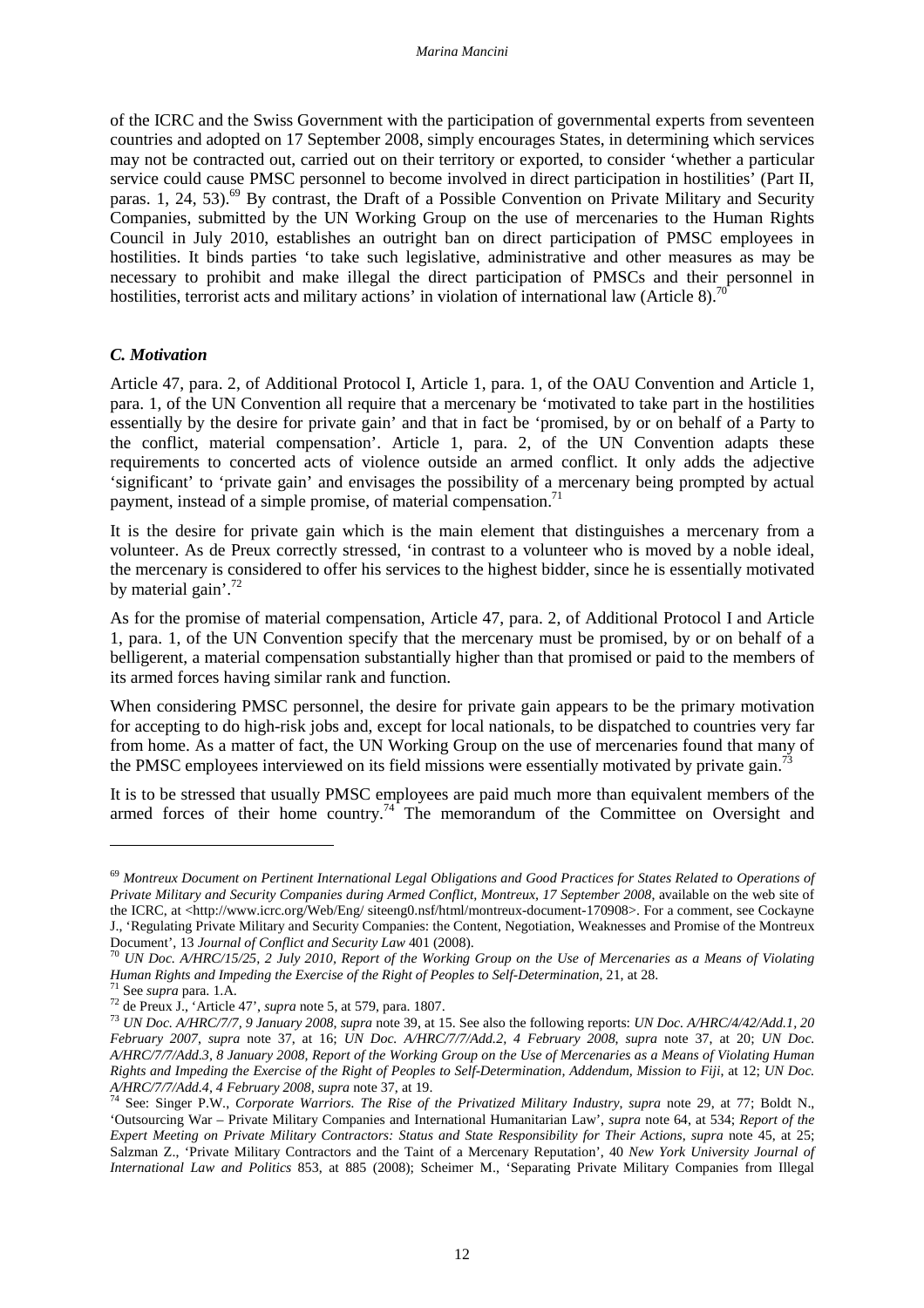of the ICRC and the Swiss Government with the participation of governmental experts from seventeen countries and adopted on 17 September 2008, simply encourages States, in determining which services may not be contracted out, carried out on their territory or exported, to consider 'whether a particular service could cause PMSC personnel to become involved in direct participation in hostilities' (Part II, paras. 1, 24, 53).[69] By contrast, the Draft of a Possible Convention on Private Military and Security Companies, submitted by the UN Working Group on the use of mercenaries to the Human Rights Council in July 2010, establishes an outright ban on direct participation of PMSC employees in hostilities. It binds parties 'to take such legislative, administrative and other measures as may be necessary to prohibit and make illegal the direct participation of PMSCs and their personnel in hostilities, terrorist acts and military actions' in violation of international law (Article 8).[70]

### *C. Motivation*

Article 47, para. 2, of Additional Protocol I, Article 1, para. 1, of the OAU Convention and Article 1, para. 1, of the UN Convention all require that a mercenary be 'motivated to take part in the hostilities essentially by the desire for private gain' and that in fact be 'promised, by or on behalf of a Party to the conflict, material compensation'. Article 1, para. 2, of the UN Convention adapts these requirements to concerted acts of violence outside an armed conflict. It only adds the adjective 'significant' to 'private gain' and envisages the possibility of a mercenary being prompted by actual payment, instead of a simple promise, of material compensation.[71]

It is the desire for private gain which is the main element that distinguishes a mercenary from a volunteer. As de Preux correctly stressed, 'in contrast to a volunteer who is moved by a noble ideal, the mercenary is considered to offer his services to the highest bidder, since he is essentially motivated by material gain'.[72]

As for the promise of material compensation, Article 47, para. 2, of Additional Protocol I and Article 1, para. 1, of the UN Convention specify that the mercenary must be promised, by or on behalf of a belligerent, a material compensation substantially higher than that promised or paid to the members of its armed forces having similar rank and function.

When considering PMSC personnel, the desire for private gain appears to be the primary motivation for accepting to do high-risk jobs and, except for local nationals, to be dispatched to countries very far from home. As a matter of fact, the UN Working Group on the use of mercenaries found that many of the PMSC employees interviewed on its field missions were essentially motivated by private gain.[73]

It is to be stressed that usually PMSC employees are paid much more than equivalent members of the armed forces of their home country.[74] The memorandum of the Committee on Oversight and

---

[69] *Montreux Document on Pertinent International Legal Obligations and Good Practices for States Related to Operations of Private Military and Security Companies during Armed Conflict, Montreux, 17 September 2008*, available on the web site of the ICRC, at <http://www.icrc.org/Web/Eng/ siteeng0.nsf/html/montreux-document-170908>. For a comment, see Cockayne J., 'Regulating Private Military and Security Companies: the Content, Negotiation, Weaknesses and Promise of the Montreux Document', 13 *Journal of Conflict and Security Law* 401 (2008).

[70] *UN Doc. A/HRC/15/25, 2 July 2010, Report of the Working Group on the Use of Mercenaries as a Means of Violating Human Rights and Impeding the Exercise of the Right of Peoples to Self-Determination*, 21, at 28.

[71] See *supra* para. 1.A.

[72] de Preux J., 'Article 47', *supra* note 5, at 579, para. 1807.

[73] *UN Doc. A/HRC/7/7, 9 January 2008, supra* note 39, at 15. See also the following reports: *UN Doc. A/HRC/4/42/Add.1, 20 February 2007, supra* note 37, at 16; *UN Doc. A/HRC/7/7/Add.2, 4 February 2008, supra* note 37, at 20; *UN Doc. A/HRC/7/7/Add.3, 8 January 2008, Report of the Working Group on the Use of Mercenaries as a Means of Violating Human Rights and Impeding the Exercise of the Right of Peoples to Self-Determination, Addendum, Mission to Fiji*, at 12; *UN Doc. A/HRC/7/7/Add.4, 4 February 2008, supra* note 37, at 19.

[74] See: Singer P.W., *Corporate Warriors. The Rise of the Privatized Military Industry*, *supra* note 29, at 77; Boldt N., 'Outsourcing War – Private Military Companies and International Humanitarian Law', *supra* note 64, at 534; *Report of the Expert Meeting on Private Military Contractors: Status and State Responsibility for Their Actions*, *supra* note 45, at 25; Salzman Z., 'Private Military Contractors and the Taint of a Mercenary Reputation', 40 *New York University Journal of International Law and Politics* 853, at 885 (2008); Scheimer M., 'Separating Private Military Companies from Illegal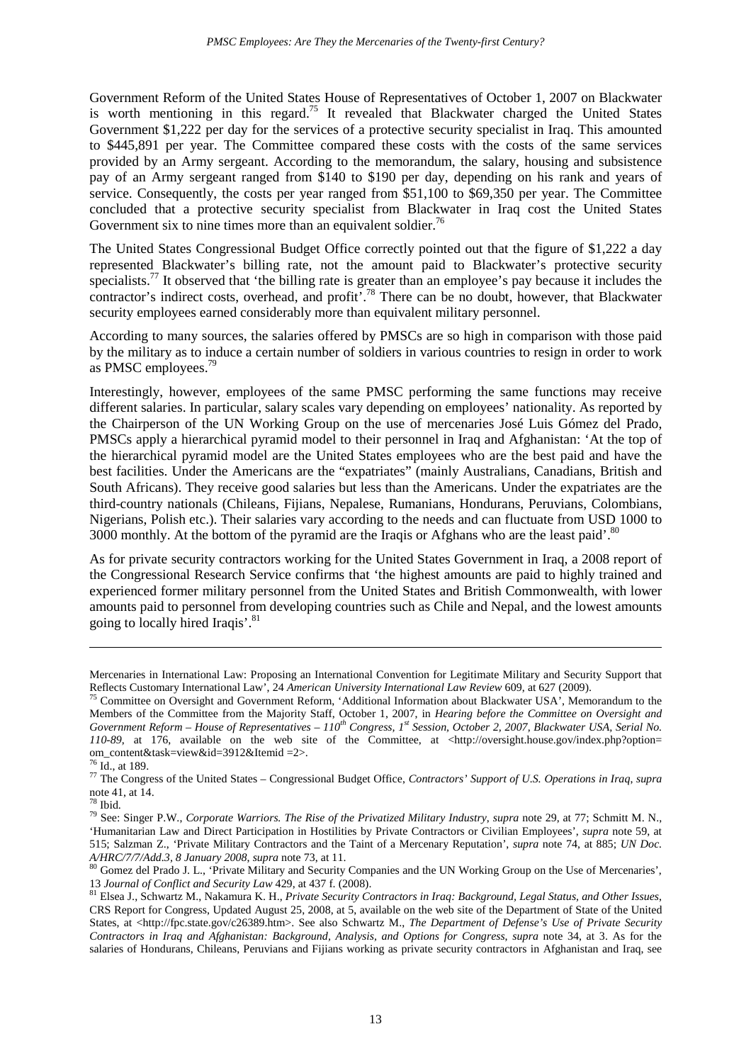Government Reform of the United States House of Representatives of October 1, 2007 on Blackwater is worth mentioning in this regard.[75] It revealed that Blackwater charged the United States Government $1,222 per day for the services of a protective security specialist in Iraq. This amounted to $445,891 per year. The Committee compared these costs with the costs of the same services provided by an Army sergeant. According to the memorandum, the salary, housing and subsistence pay of an Army sergeant ranged from $140 to $190 per day, depending on his rank and years of service. Consequently, the costs per year ranged from $51,100 to $69,350 per year. The Committee concluded that a protective security specialist from Blackwater in Iraq cost the United States Government six to nine times more than an equivalent soldier.[76]

The United States Congressional Budget Office correctly pointed out that the figure of $1,222 a day represented Blackwater's billing rate, not the amount paid to Blackwater's protective security specialists.[77] It observed that 'the billing rate is greater than an employee's pay because it includes the contractor's indirect costs, overhead, and profit'.[78] There can be no doubt, however, that Blackwater security employees earned considerably more than equivalent military personnel.

According to many sources, the salaries offered by PMSCs are so high in comparison with those paid by the military as to induce a certain number of soldiers in various countries to resign in order to work as PMSC employees.[79]

Interestingly, however, employees of the same PMSC performing the same functions may receive different salaries. In particular, salary scales vary depending on employees' nationality. As reported by the Chairperson of the UN Working Group on the use of mercenaries José Luis Gómez del Prado, PMSCs apply a hierarchical pyramid model to their personnel in Iraq and Afghanistan: 'At the top of the hierarchical pyramid model are the United States employees who are the best paid and have the best facilities. Under the Americans are the "expatriates" (mainly Australians, Canadians, British and South Africans). They receive good salaries but less than the Americans. Under the expatriates are the third-country nationals (Chileans, Fijians, Nepalese, Rumanians, Hondurans, Peruvians, Colombians, Nigerians, Polish etc.). Their salaries vary according to the needs and can fluctuate from USD 1000 to 3000 monthly. At the bottom of the pyramid are the Iraqis or Afghans who are the least paid'.[80]

As for private security contractors working for the United States Government in Iraq, a 2008 report of the Congressional Research Service confirms that 'the highest amounts are paid to highly trained and experienced former military personnel from the United States and British Commonwealth, with lower amounts paid to personnel from developing countries such as Chile and Nepal, and the lowest amounts going to locally hired Iraqis'.[81]

---

Mercenaries in International Law: Proposing an International Convention for Legitimate Military and Security Support that Reflects Customary International Law', 24 *American University International Law Review* 609, at 627 (2009).

[75] Committee on Oversight and Government Reform, 'Additional Information about Blackwater USA', Memorandum to the Members of the Committee from the Majority Staff, October 1, 2007, in *Hearing before the Committee on Oversight and Government Reform – House of Representatives – 110th Congress, 1st Session, October 2, 2007, Blackwater USA, Serial No. 110-89*, at 176, available on the web site of the Committee, at <http://oversight.house.gov/index.php?option=om_content&task=view&id=3912&Itemid =2>.

[76] Id., at 189.

[77] The Congress of the United States – Congressional Budget Office, *Contractors' Support of U.S. Operations in Iraq*, *supra* note 41, at 14.

[78] Ibid.

[79] See: Singer P.W., *Corporate Warriors. The Rise of the Privatized Military Industry*, *supra* note 29, at 77; Schmitt M. N., 'Humanitarian Law and Direct Participation in Hostilities by Private Contractors or Civilian Employees', *supra* note 59, at 515; Salzman Z., 'Private Military Contractors and the Taint of a Mercenary Reputation', *supra* note 74, at 885; *UN Doc. A/HRC/7/7/Add.3, 8 January 2008*, *supra* note 73, at 11.

[80] Gomez del Prado J. L., 'Private Military and Security Companies and the UN Working Group on the Use of Mercenaries', 13 *Journal of Conflict and Security Law* 429, at 437 f. (2008).

[81] Elsea J., Schwartz M., Nakamura K. H., *Private Security Contractors in Iraq: Background, Legal Status, and Other Issues*, CRS Report for Congress, Updated August 25, 2008, at 5, available on the web site of the Department of State of the United States, at <http://fpc.state.gov/c26389.htm>. See also Schwartz M., *The Department of Defense's Use of Private Security Contractors in Iraq and Afghanistan: Background, Analysis, and Options for Congress*, *supra* note 34, at 3. As for the salaries of Hondurans, Chileans, Peruvians and Fijians working as private security contractors in Afghanistan and Iraq, see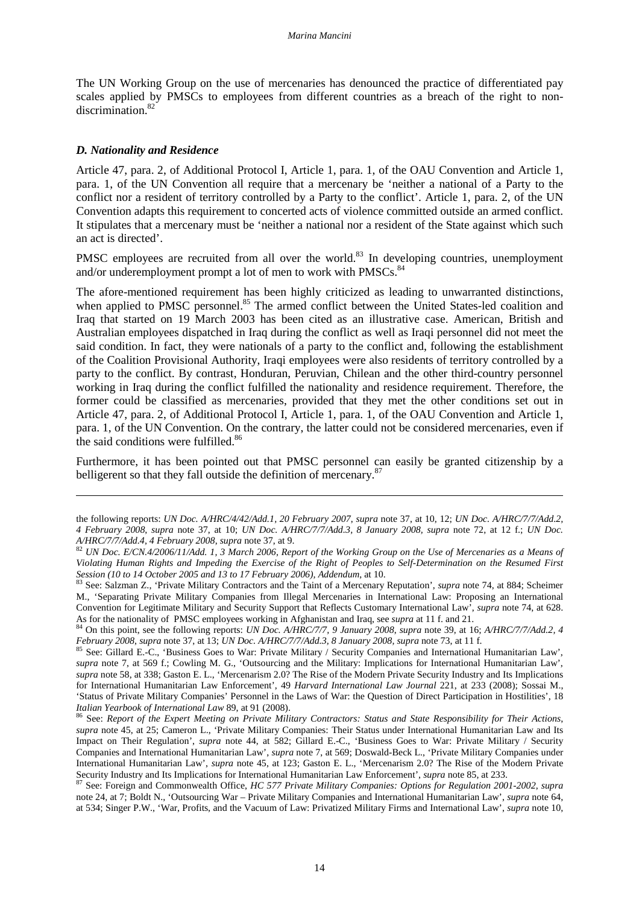The UN Working Group on the use of mercenaries has denounced the practice of differentiated pay scales applied by PMSCs to employees from different countries as a breach of the right to non-discrimination.[82]

### *D. Nationality and Residence*

Article 47, para. 2, of Additional Protocol I, Article 1, para. 1, of the OAU Convention and Article 1, para. 1, of the UN Convention all require that a mercenary be 'neither a national of a Party to the conflict nor a resident of territory controlled by a Party to the conflict'. Article 1, para. 2, of the UN Convention adapts this requirement to concerted acts of violence committed outside an armed conflict. It stipulates that a mercenary must be 'neither a national nor a resident of the State against which such an act is directed'.

PMSC employees are recruited from all over the world.[83] In developing countries, unemployment and/or underemployment prompt a lot of men to work with PMSCs.[84]

The afore-mentioned requirement has been highly criticized as leading to unwarranted distinctions, when applied to PMSC personnel.[85] The armed conflict between the United States-led coalition and Iraq that started on 19 March 2003 has been cited as an illustrative case. American, British and Australian employees dispatched in Iraq during the conflict as well as Iraqi personnel did not meet the said condition. In fact, they were nationals of a party to the conflict and, following the establishment of the Coalition Provisional Authority, Iraqi employees were also residents of territory controlled by a party to the conflict. By contrast, Honduran, Peruvian, Chilean and the other third-country personnel working in Iraq during the conflict fulfilled the nationality and residence requirement. Therefore, the former could be classified as mercenaries, provided that they met the other conditions set out in Article 47, para. 2, of Additional Protocol I, Article 1, para. 1, of the OAU Convention and Article 1, para. 1, of the UN Convention. On the contrary, the latter could not be considered mercenaries, even if the said conditions were fulfilled.[86]

Furthermore, it has been pointed out that PMSC personnel can easily be granted citizenship by a belligerent so that they fall outside the definition of mercenary.[87]

---

the following reports: *UN Doc. A/HRC/4/42/Add.1, 20 February 2007, supra* note 37, at 10, 12; *UN Doc. A/HRC/7/7/Add.2, 4 February 2008, supra* note 37, at 10; *UN Doc. A/HRC/7/7/Add.3, 8 January 2008, supra* note 72, at 12 f.; *UN Doc. A/HRC/7/7/Add.4, 4 February 2008, supra* note 37, at 9.

[82] *UN Doc. E/CN.4/2006/11/Add. 1, 3 March 2006, Report of the Working Group on the Use of Mercenaries as a Means of Violating Human Rights and Impeding the Exercise of the Right of Peoples to Self-Determination on the Resumed First Session (10 to 14 October 2005 and 13 to 17 February 2006), Addendum*, at 10.

[83] See: Salzman Z., 'Private Military Contractors and the Taint of a Mercenary Reputation', *supra* note 74, at 884; Scheimer M., 'Separating Private Military Companies from Illegal Mercenaries in International Law: Proposing an International Convention for Legitimate Military and Security Support that Reflects Customary International Law', *supra* note 74, at 628. As for the nationality of PMSC employees working in Afghanistan and Iraq, see *supra* at 11 f. and 21.

[84] On this point, see the following reports: *UN Doc. A/HRC/7/7, 9 January 2008, supra* note 39, at 16; *A/HRC/7/7/Add.2, 4 February 2008, supra* note 37, at 13; *UN Doc. A/HRC/7/7/Add.3, 8 January 2008, supra* note 73, at 11 f.

[85] See: Gillard E.-C., 'Business Goes to War: Private Military / Security Companies and International Humanitarian Law', *supra* note 7, at 569 f.; Cowling M. G., 'Outsourcing and the Military: Implications for International Humanitarian Law', *supra* note 58, at 338; Gaston E. L., 'Mercenarism 2.0? The Rise of the Modern Private Security Industry and Its Implications for International Humanitarian Law Enforcement', 49 *Harvard International Law Journal* 221, at 233 (2008); Sossai M., 'Status of Private Military Companies' Personnel in the Laws of War: the Question of Direct Participation in Hostilities', 18 *Italian Yearbook of International Law* 89, at 91 (2008).

[86] See: *Report of the Expert Meeting on Private Military Contractors: Status and State Responsibility for Their Actions*, *supra* note 45, at 25; Cameron L., 'Private Military Companies: Their Status under International Humanitarian Law and Its Impact on Their Regulation', *supra* note 44, at 582; Gillard E.-C., 'Business Goes to War: Private Military / Security Companies and International Humanitarian Law', *supra* note 7, at 569; Doswald-Beck L., 'Private Military Companies under International Humanitarian Law', *supra* note 45, at 123; Gaston E. L., 'Mercenarism 2.0? The Rise of the Modern Private Security Industry and Its Implications for International Humanitarian Law Enforcement', *supra* note 85, at 233.

[87] See: Foreign and Commonwealth Office, *HC 577 Private Military Companies: Options for Regulation 2001-2002, supra* note 24, at 7; Boldt N., 'Outsourcing War – Private Military Companies and International Humanitarian Law', *supra* note 64, at 534; Singer P.W., 'War, Profits, and the Vacuum of Law: Privatized Military Firms and International Law', *supra* note 10,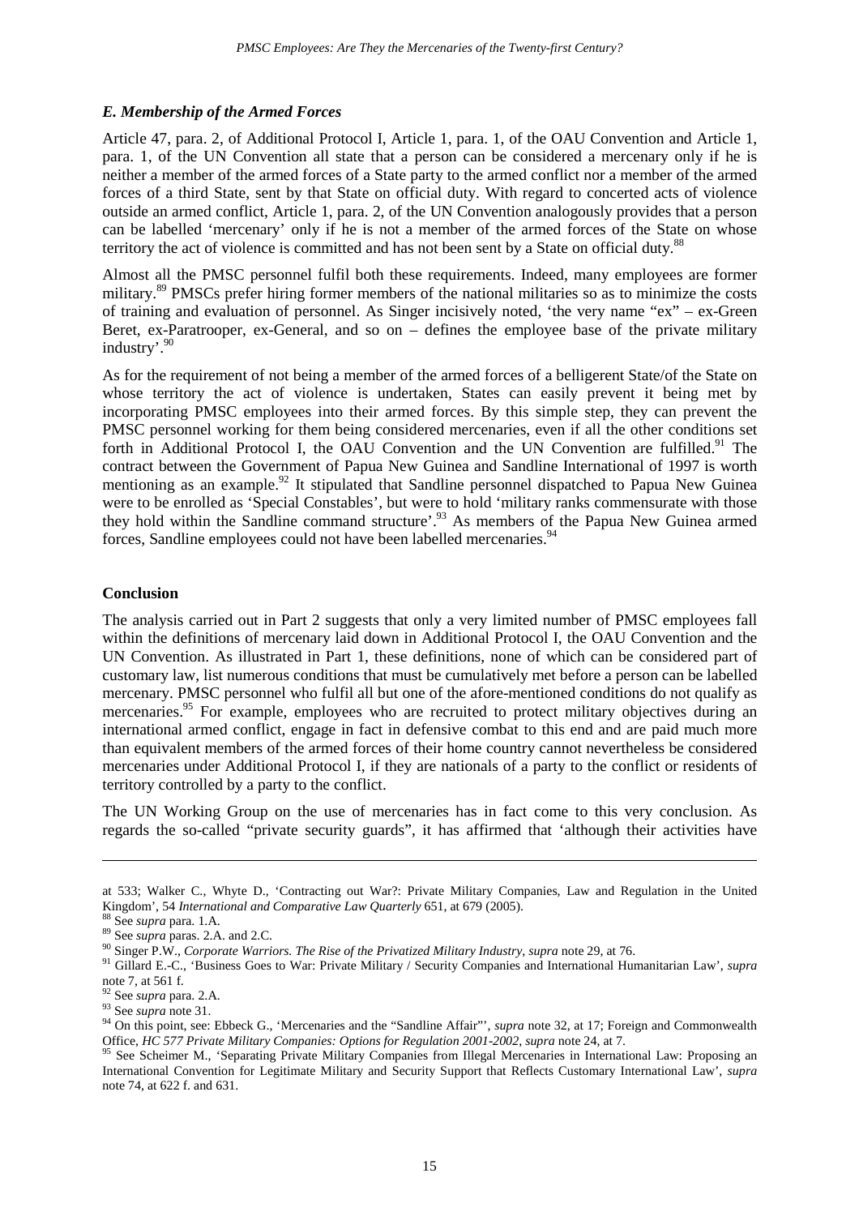### *E. Membership of the Armed Forces*

Article 47, para. 2, of Additional Protocol I, Article 1, para. 1, of the OAU Convention and Article 1, para. 1, of the UN Convention all state that a person can be considered a mercenary only if he is neither a member of the armed forces of a State party to the armed conflict nor a member of the armed forces of a third State, sent by that State on official duty. With regard to concerted acts of violence outside an armed conflict, Article 1, para. 2, of the UN Convention analogously provides that a person can be labelled 'mercenary' only if he is not a member of the armed forces of the State on whose territory the act of violence is committed and has not been sent by a State on official duty.[88]

Almost all the PMSC personnel fulfil both these requirements. Indeed, many employees are former military.[89] PMSCs prefer hiring former members of the national militaries so as to minimize the costs of training and evaluation of personnel. As Singer incisively noted, 'the very name "ex" – ex-Green Beret, ex-Paratrooper, ex-General, and so on – defines the employee base of the private military industry'.[90]

As for the requirement of not being a member of the armed forces of a belligerent State/of the State on whose territory the act of violence is undertaken, States can easily prevent it being met by incorporating PMSC employees into their armed forces. By this simple step, they can prevent the PMSC personnel working for them being considered mercenaries, even if all the other conditions set forth in Additional Protocol I, the OAU Convention and the UN Convention are fulfilled.[91] The contract between the Government of Papua New Guinea and Sandline International of 1997 is worth mentioning as an example.[92] It stipulated that Sandline personnel dispatched to Papua New Guinea were to be enrolled as 'Special Constables', but were to hold 'military ranks commensurate with those they hold within the Sandline command structure'.[93] As members of the Papua New Guinea armed forces, Sandline employees could not have been labelled mercenaries.[94]

## Conclusion

The analysis carried out in Part 2 suggests that only a very limited number of PMSC employees fall within the definitions of mercenary laid down in Additional Protocol I, the OAU Convention and the UN Convention. As illustrated in Part 1, these definitions, none of which can be considered part of customary law, list numerous conditions that must be cumulatively met before a person can be labelled mercenary. PMSC personnel who fulfil all but one of the afore-mentioned conditions do not qualify as mercenaries.[95] For example, employees who are recruited to protect military objectives during an international armed conflict, engage in fact in defensive combat to this end and are paid much more than equivalent members of the armed forces of their home country cannot nevertheless be considered mercenaries under Additional Protocol I, if they are nationals of a party to the conflict or residents of territory controlled by a party to the conflict.

The UN Working Group on the use of mercenaries has in fact come to this very conclusion. As regards the so-called "private security guards", it has affirmed that 'although their activities have

---

at 533; Walker C., Whyte D., 'Contracting out War?: Private Military Companies, Law and Regulation in the United Kingdom', 54 *International and Comparative Law Quarterly* 651, at 679 (2005).

[88] See *supra* para. 1.A.

[89] See *supra* paras. 2.A. and 2.C.

[90] Singer P.W., *Corporate Warriors. The Rise of the Privatized Military Industry*, *supra* note 29, at 76.

[91] Gillard E.-C., 'Business Goes to War: Private Military / Security Companies and International Humanitarian Law', *supra* note 7, at 561 f.

[92] See *supra* para. 2.A.

[93] See *supra* note 31.

[94] On this point, see: Ebbeck G., 'Mercenaries and the "Sandline Affair"', *supra* note 32, at 17; Foreign and Commonwealth Office, *HC 577 Private Military Companies: Options for Regulation 2001-2002*, *supra* note 24, at 7.

[95] See Scheimer M., 'Separating Private Military Companies from Illegal Mercenaries in International Law: Proposing an International Convention for Legitimate Military and Security Support that Reflects Customary International Law', *supra* note 74, at 622 f. and 631.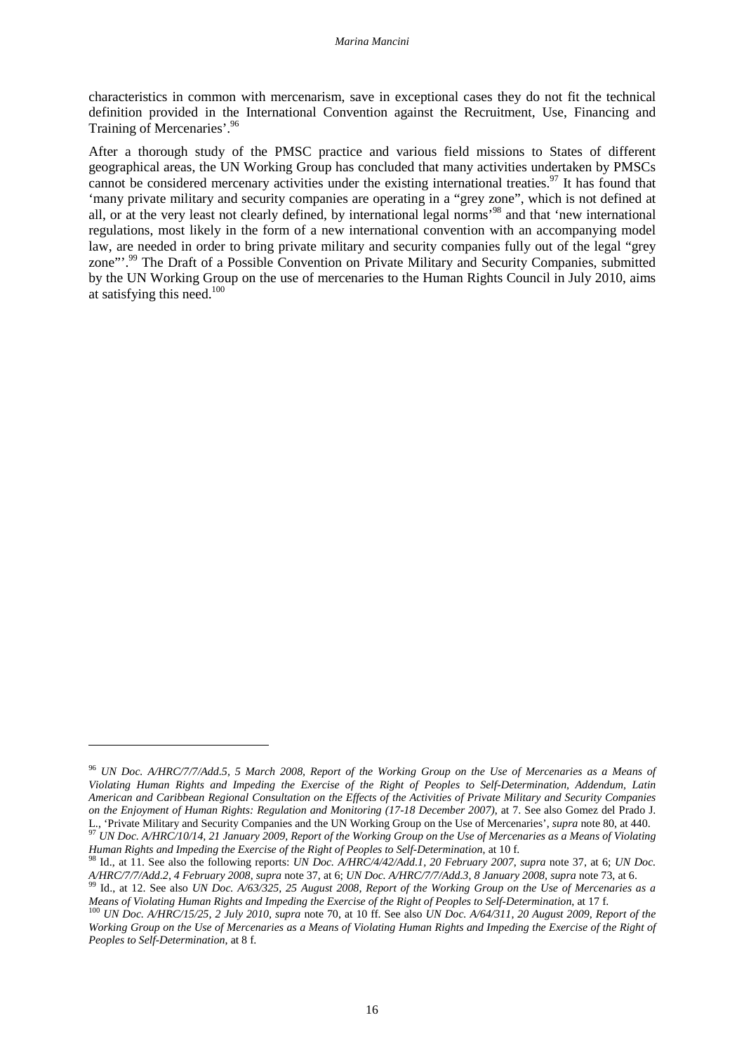characteristics in common with mercenarism, save in exceptional cases they do not fit the technical definition provided in the International Convention against the Recruitment, Use, Financing and Training of Mercenaries'.[96]

After a thorough study of the PMSC practice and various field missions to States of different geographical areas, the UN Working Group has concluded that many activities undertaken by PMSCs cannot be considered mercenary activities under the existing international treaties.[97] It has found that 'many private military and security companies are operating in a "grey zone", which is not defined at all, or at the very least not clearly defined, by international legal norms'[98] and that 'new international regulations, most likely in the form of a new international convention with an accompanying model law, are needed in order to bring private military and security companies fully out of the legal "grey zone"'.[99] The Draft of a Possible Convention on Private Military and Security Companies, submitted by the UN Working Group on the use of mercenaries to the Human Rights Council in July 2010, aims at satisfying this need.[100]

---

[96] *UN Doc. A/HRC/7/7/Add.5, 5 March 2008, Report of the Working Group on the Use of Mercenaries as a Means of Violating Human Rights and Impeding the Exercise of the Right of Peoples to Self-Determination, Addendum, Latin American and Caribbean Regional Consultation on the Effects of the Activities of Private Military and Security Companies on the Enjoyment of Human Rights: Regulation and Monitoring (17-18 December 2007)*, at 7. See also Gomez del Prado J. L., 'Private Military and Security Companies and the UN Working Group on the Use of Mercenaries', *supra* note 80, at 440.

[97] *UN Doc. A/HRC/10/14, 21 January 2009, Report of the Working Group on the Use of Mercenaries as a Means of Violating Human Rights and Impeding the Exercise of the Right of Peoples to Self-Determination*, at 10 f.

[98] Id., at 11. See also the following reports: *UN Doc. A/HRC/4/42/Add.1, 20 February 2007, supra* note 37, at 6; *UN Doc. A/HRC/7/7/Add.2, 4 February 2008, supra* note 37, at 6; *UN Doc. A/HRC/7/7/Add.3, 8 January 2008, supra* note 73, at 6.

[99] Id., at 12. See also *UN Doc. A/63/325, 25 August 2008, Report of the Working Group on the Use of Mercenaries as a Means of Violating Human Rights and Impeding the Exercise of the Right of Peoples to Self-Determination*, at 17 f.

[100] *UN Doc. A/HRC/15/25, 2 July 2010, supra* note 70, at 10 ff. See also *UN Doc. A/64/311, 20 August 2009, Report of the Working Group on the Use of Mercenaries as a Means of Violating Human Rights and Impeding the Exercise of the Right of Peoples to Self-Determination*, at 8 f.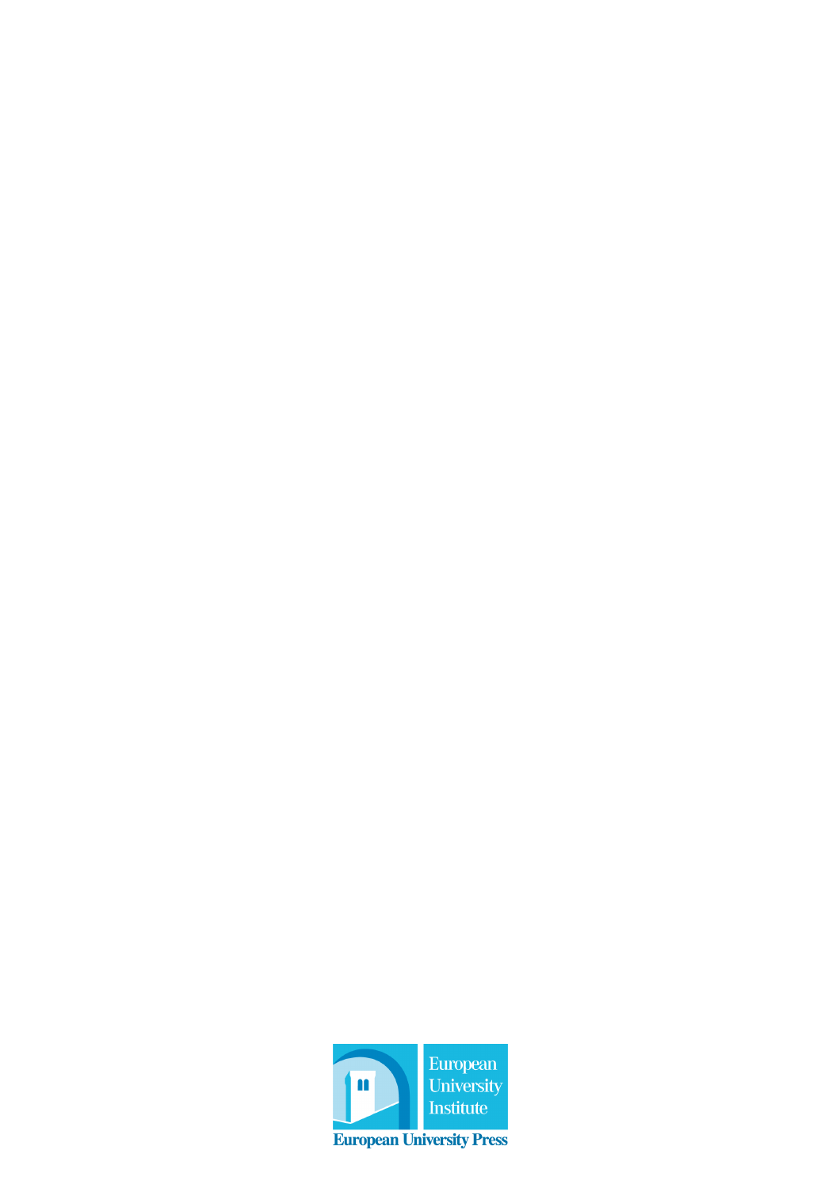European University Institute

European University Press